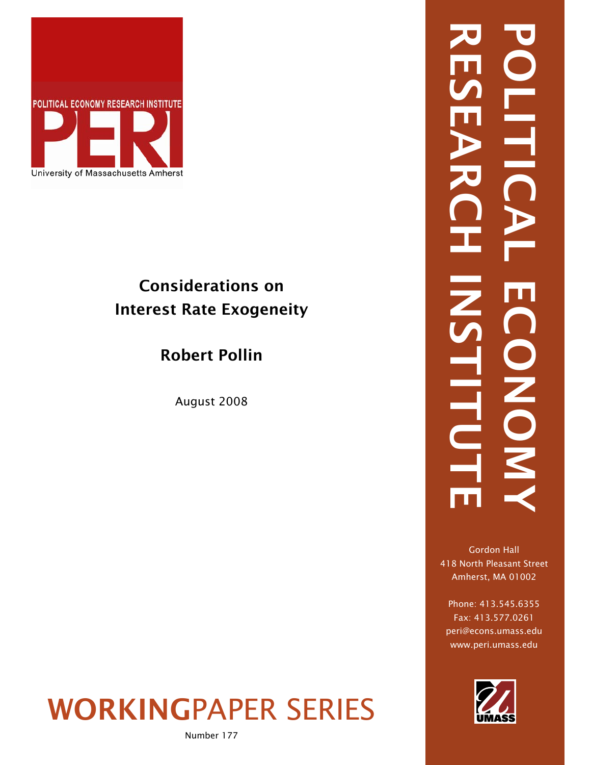POLITICAL ECONOMY RESEARCH INSTITUTE

PERI

University of Massachusetts Amherst

# Considerations on Interest Rate Exogeneity

## Robert Pollin

August 2008

POLITICAL ECONOMY RESEARCH INSTITUTE

Gordon Hall
418 North Pleasant Street
Amherst, MA 01002

Phone: 413.545.6355
Fax: 413.577.0261
peri@econs.umass.edu
www.peri.umass.edu

UMASS

WORKINGPAPER SERIES

Number 177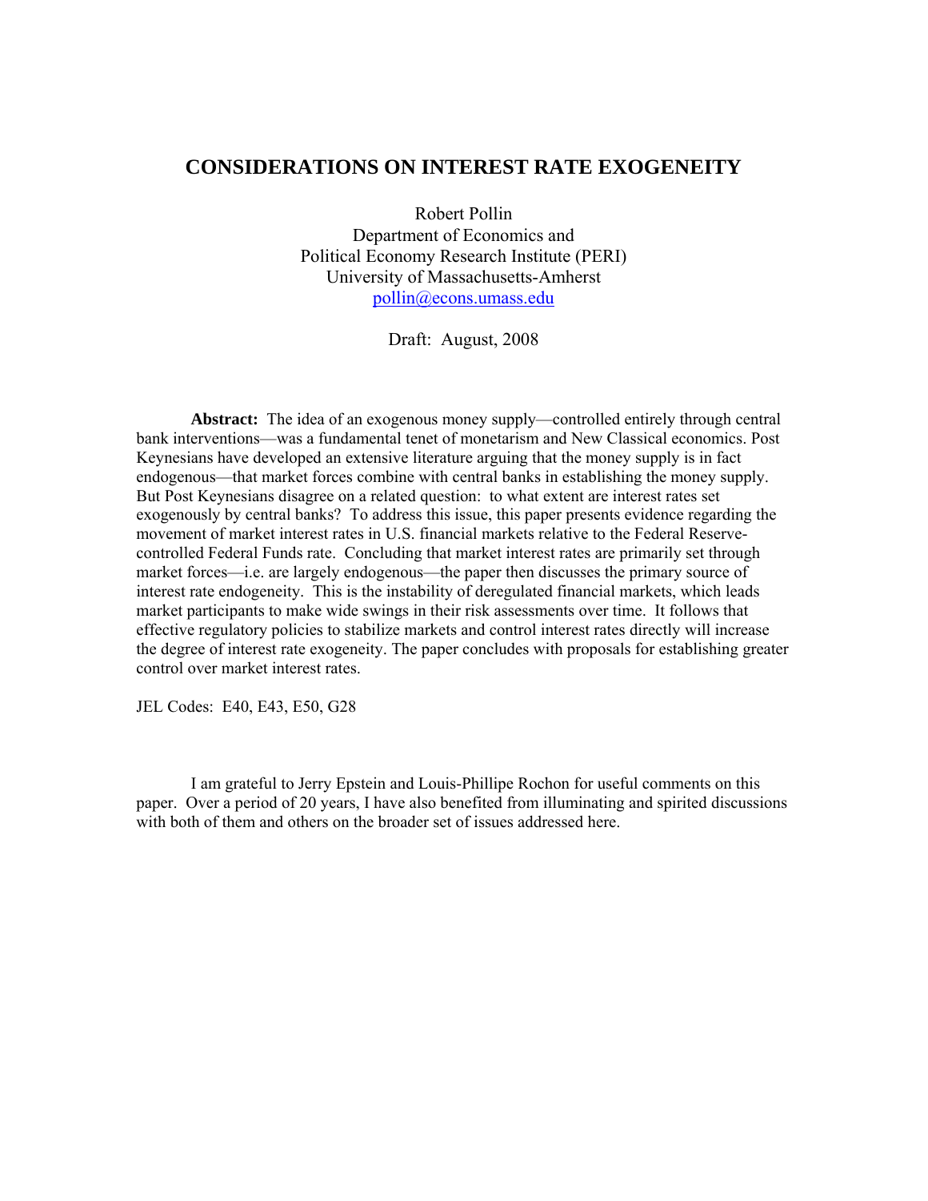# CONSIDERATIONS ON INTEREST RATE EXOGENEITY

Robert Pollin
Department of Economics and
Political Economy Research Institute (PERI)
University of Massachusetts-Amherst
pollin@econs.umass.edu

Draft: August, 2008

**Abstract:** The idea of an exogenous money supply—controlled entirely through central bank interventions—was a fundamental tenet of monetarism and New Classical economics. Post Keynesians have developed an extensive literature arguing that the money supply is in fact endogenous—that market forces combine with central banks in establishing the money supply. But Post Keynesians disagree on a related question: to what extent are interest rates set exogenously by central banks? To address this issue, this paper presents evidence regarding the movement of market interest rates in U.S. financial markets relative to the Federal Reserve-controlled Federal Funds rate. Concluding that market interest rates are primarily set through market forces—i.e. are largely endogenous—the paper then discusses the primary source of interest rate endogeneity. This is the instability of deregulated financial markets, which leads market participants to make wide swings in their risk assessments over time. It follows that effective regulatory policies to stabilize markets and control interest rates directly will increase the degree of interest rate exogeneity. The paper concludes with proposals for establishing greater control over market interest rates.

JEL Codes: E40, E43, E50, G28

I am grateful to Jerry Epstein and Louis-Phillipe Rochon for useful comments on this paper. Over a period of 20 years, I have also benefited from illuminating and spirited discussions with both of them and others on the broader set of issues addressed here.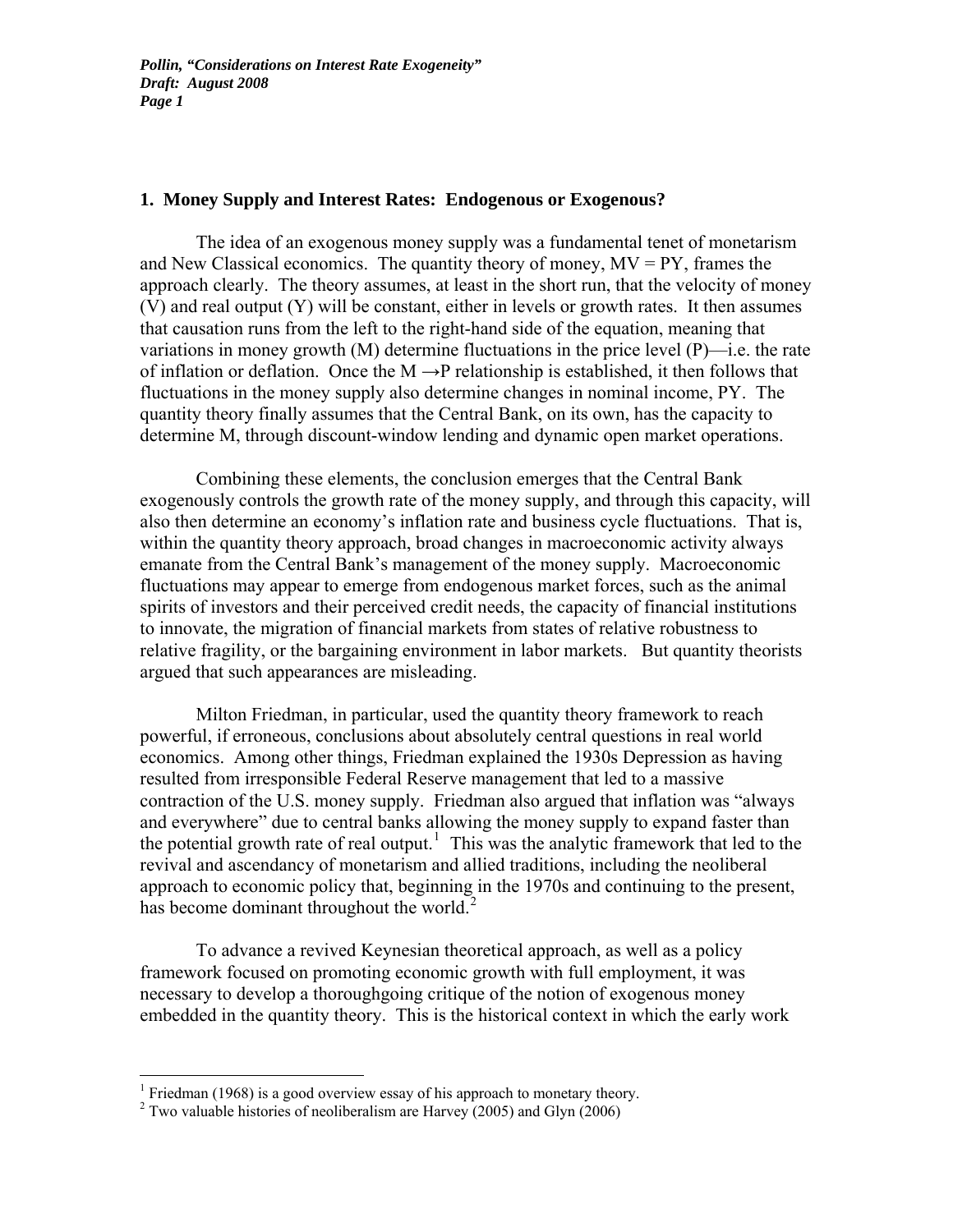## 1. Money Supply and Interest Rates: Endogenous or Exogenous?

The idea of an exogenous money supply was a fundamental tenet of monetarism and New Classical economics. The quantity theory of money, $MV = PY$, frames the approach clearly. The theory assumes, at least in the short run, that the velocity of money ($V$) and real output ($Y$) will be constant, either in levels or growth rates. It then assumes that causation runs from the left to the right-hand side of the equation, meaning that variations in money growth ($M$) determine fluctuations in the price level ($P$)—i.e. the rate of inflation or deflation. Once the $M \rightarrow P$ relationship is established, it then follows that fluctuations in the money supply also determine changes in nominal income, $PY$. The quantity theory finally assumes that the Central Bank, on its own, has the capacity to determine $M$, through discount-window lending and dynamic open market operations.

Combining these elements, the conclusion emerges that the Central Bank exogenously controls the growth rate of the money supply, and through this capacity, will also then determine an economy's inflation rate and business cycle fluctuations. That is, within the quantity theory approach, broad changes in macroeconomic activity always emanate from the Central Bank's management of the money supply. Macroeconomic fluctuations may appear to emerge from endogenous market forces, such as the animal spirits of investors and their perceived credit needs, the capacity of financial institutions to innovate, the migration of financial markets from states of relative robustness to relative fragility, or the bargaining environment in labor markets. But quantity theorists argued that such appearances are misleading.

Milton Friedman, in particular, used the quantity theory framework to reach powerful, if erroneous, conclusions about absolutely central questions in real world economics. Among other things, Friedman explained the 1930s Depression as having resulted from irresponsible Federal Reserve management that led to a massive contraction of the U.S. money supply. Friedman also argued that inflation was "always and everywhere" due to central banks allowing the money supply to expand faster than the potential growth rate of real output.[1] This was the analytic framework that led to the revival and ascendancy of monetarism and allied traditions, including the neoliberal approach to economic policy that, beginning in the 1970s and continuing to the present, has become dominant throughout the world.[2]

To advance a revived Keynesian theoretical approach, as well as a policy framework focused on promoting economic growth with full employment, it was necessary to develop a thoroughgoing critique of the notion of exogenous money embedded in the quantity theory. This is the historical context in which the early work

---

[1] Friedman (1968) is a good overview essay of his approach to monetary theory.

[2] Two valuable histories of neoliberalism are Harvey (2005) and Glyn (2006)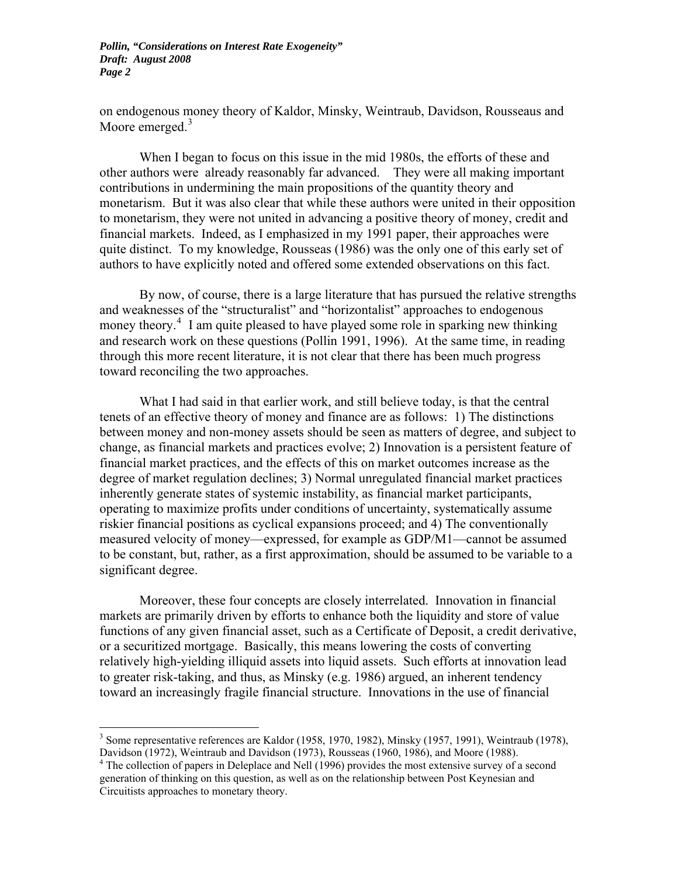on endogenous money theory of Kaldor, Minsky, Weintraub, Davidson, Rousseaus and Moore emerged.[3]

When I began to focus on this issue in the mid 1980s, the efforts of these and other authors were already reasonably far advanced. They were all making important contributions in undermining the main propositions of the quantity theory and monetarism. But it was also clear that while these authors were united in their opposition to monetarism, they were not united in advancing a positive theory of money, credit and financial markets. Indeed, as I emphasized in my 1991 paper, their approaches were quite distinct. To my knowledge, Rousseas (1986) was the only one of this early set of authors to have explicitly noted and offered some extended observations on this fact.

By now, of course, there is a large literature that has pursued the relative strengths and weaknesses of the "structuralist" and "horizontalist" approaches to endogenous money theory.[4] I am quite pleased to have played some role in sparking new thinking and research work on these questions (Pollin 1991, 1996). At the same time, in reading through this more recent literature, it is not clear that there has been much progress toward reconciling the two approaches.

What I had said in that earlier work, and still believe today, is that the central tenets of an effective theory of money and finance are as follows: 1) The distinctions between money and non-money assets should be seen as matters of degree, and subject to change, as financial markets and practices evolve; 2) Innovation is a persistent feature of financial market practices, and the effects of this on market outcomes increase as the degree of market regulation declines; 3) Normal unregulated financial market practices inherently generate states of systemic instability, as financial market participants, operating to maximize profits under conditions of uncertainty, systematically assume riskier financial positions as cyclical expansions proceed; and 4) The conventionally measured velocity of money—expressed, for example as GDP/M1—cannot be assumed to be constant, but, rather, as a first approximation, should be assumed to be variable to a significant degree.

Moreover, these four concepts are closely interrelated. Innovation in financial markets are primarily driven by efforts to enhance both the liquidity and store of value functions of any given financial asset, such as a Certificate of Deposit, a credit derivative, or a securitized mortgage. Basically, this means lowering the costs of converting relatively high-yielding illiquid assets into liquid assets. Such efforts at innovation lead to greater risk-taking, and thus, as Minsky (e.g. 1986) argued, an inherent tendency toward an increasingly fragile financial structure. Innovations in the use of financial

---

[3] Some representative references are Kaldor (1958, 1970, 1982), Minsky (1957, 1991), Weintraub (1978), Davidson (1972), Weintraub and Davidson (1973), Rousseas (1960, 1986), and Moore (1988).

[4] The collection of papers in Deleplace and Nell (1996) provides the most extensive survey of a second generation of thinking on this question, as well as on the relationship between Post Keynesian and Circuitists approaches to monetary theory.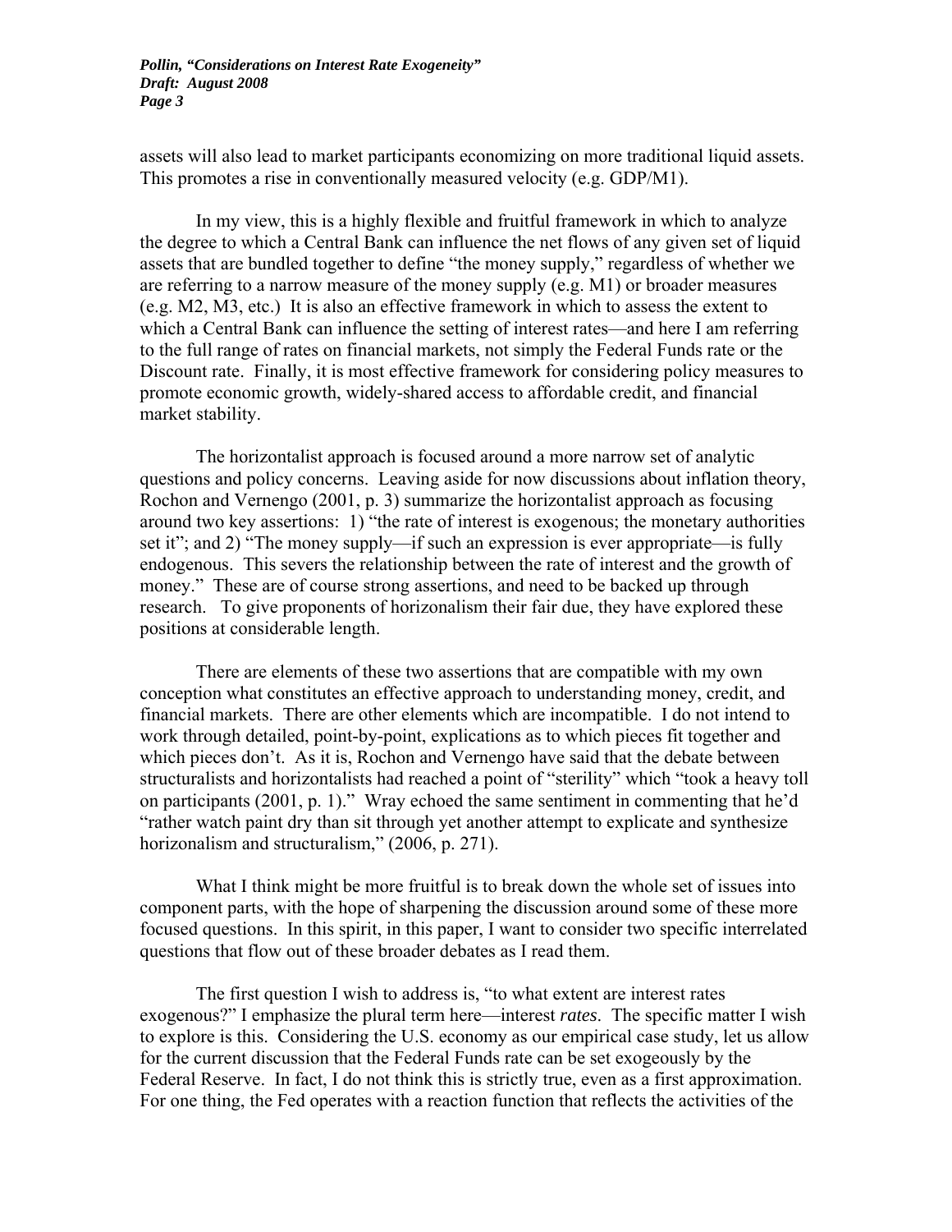assets will also lead to market participants economizing on more traditional liquid assets. This promotes a rise in conventionally measured velocity (e.g. GDP/M1).

In my view, this is a highly flexible and fruitful framework in which to analyze the degree to which a Central Bank can influence the net flows of any given set of liquid assets that are bundled together to define "the money supply," regardless of whether we are referring to a narrow measure of the money supply (e.g. M1) or broader measures (e.g. M2, M3, etc.) It is also an effective framework in which to assess the extent to which a Central Bank can influence the setting of interest rates—and here I am referring to the full range of rates on financial markets, not simply the Federal Funds rate or the Discount rate. Finally, it is most effective framework for considering policy measures to promote economic growth, widely-shared access to affordable credit, and financial market stability.

The horizontalist approach is focused around a more narrow set of analytic questions and policy concerns. Leaving aside for now discussions about inflation theory, Rochon and Vernengo (2001, p. 3) summarize the horizontalist approach as focusing around two key assertions: 1) "the rate of interest is exogenous; the monetary authorities set it"; and 2) "The money supply—if such an expression is ever appropriate—is fully endogenous. This severs the relationship between the rate of interest and the growth of money." These are of course strong assertions, and need to be backed up through research. To give proponents of horizonalism their fair due, they have explored these positions at considerable length.

There are elements of these two assertions that are compatible with my own conception what constitutes an effective approach to understanding money, credit, and financial markets. There are other elements which are incompatible. I do not intend to work through detailed, point-by-point, explications as to which pieces fit together and which pieces don't. As it is, Rochon and Vernengo have said that the debate between structuralists and horizontalists had reached a point of "sterility" which "took a heavy toll on participants (2001, p. 1)." Wray echoed the same sentiment in commenting that he'd "rather watch paint dry than sit through yet another attempt to explicate and synthesize horizonalism and structuralism," (2006, p. 271).

What I think might be more fruitful is to break down the whole set of issues into component parts, with the hope of sharpening the discussion around some of these more focused questions. In this spirit, in this paper, I want to consider two specific interrelated questions that flow out of these broader debates as I read them.

The first question I wish to address is, "to what extent are interest rates exogenous?" I emphasize the plural term here—interest *rates*. The specific matter I wish to explore is this. Considering the U.S. economy as our empirical case study, let us allow for the current discussion that the Federal Funds rate can be set exogeously by the Federal Reserve. In fact, I do not think this is strictly true, even as a first approximation. For one thing, the Fed operates with a reaction function that reflects the activities of the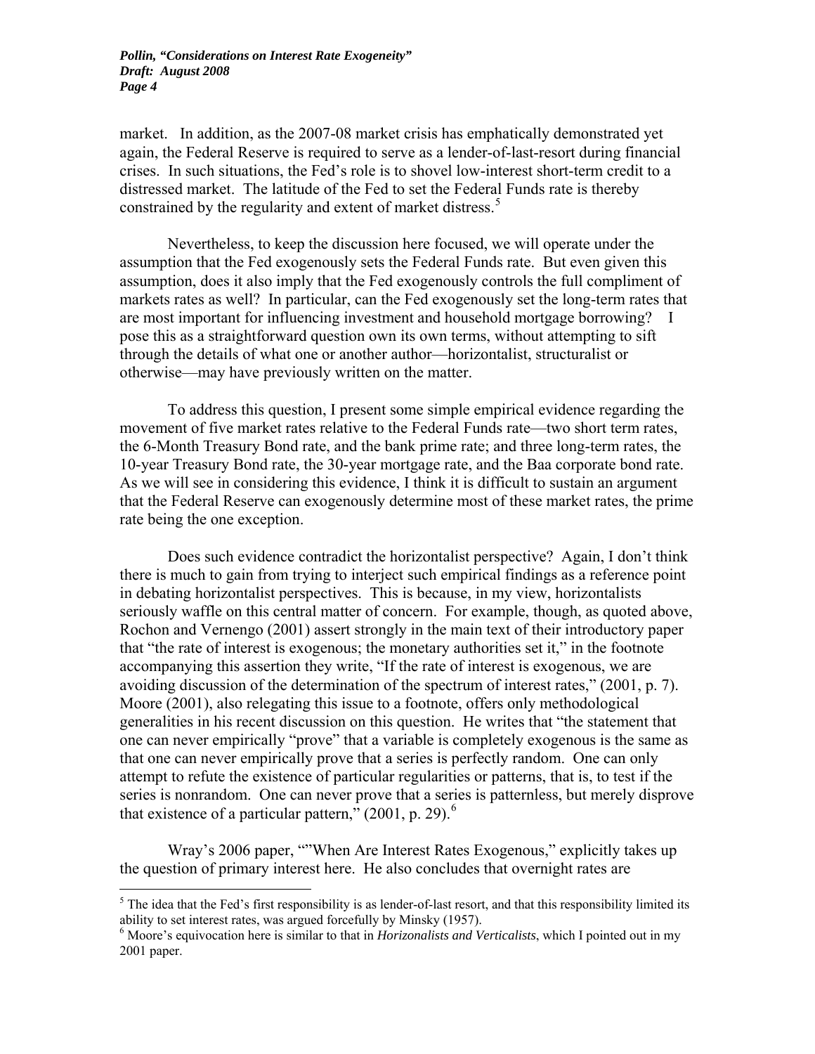market. In addition, as the 2007-08 market crisis has emphatically demonstrated yet again, the Federal Reserve is required to serve as a lender-of-last-resort during financial crises. In such situations, the Fed's role is to shovel low-interest short-term credit to a distressed market. The latitude of the Fed to set the Federal Funds rate is thereby constrained by the regularity and extent of market distress.[5]

Nevertheless, to keep the discussion here focused, we will operate under the assumption that the Fed exogenously sets the Federal Funds rate. But even given this assumption, does it also imply that the Fed exogenously controls the full compliment of markets rates as well? In particular, can the Fed exogenously set the long-term rates that are most important for influencing investment and household mortgage borrowing? I pose this as a straightforward question own its own terms, without attempting to sift through the details of what one or another author—horizontalist, structuralist or otherwise—may have previously written on the matter.

To address this question, I present some simple empirical evidence regarding the movement of five market rates relative to the Federal Funds rate—two short term rates, the 6-Month Treasury Bond rate, and the bank prime rate; and three long-term rates, the 10-year Treasury Bond rate, the 30-year mortgage rate, and the Baa corporate bond rate. As we will see in considering this evidence, I think it is difficult to sustain an argument that the Federal Reserve can exogenously determine most of these market rates, the prime rate being the one exception.

Does such evidence contradict the horizontalist perspective? Again, I don't think there is much to gain from trying to interject such empirical findings as a reference point in debating horizontalist perspectives. This is because, in my view, horizontalists seriously waffle on this central matter of concern. For example, though, as quoted above, Rochon and Vernengo (2001) assert strongly in the main text of their introductory paper that "the rate of interest is exogenous; the monetary authorities set it," in the footnote accompanying this assertion they write, "If the rate of interest is exogenous, we are avoiding discussion of the determination of the spectrum of interest rates," (2001, p. 7). Moore (2001), also relegating this issue to a footnote, offers only methodological generalities in his recent discussion on this question. He writes that "the statement that one can never empirically "prove" that a variable is completely exogenous is the same as that one can never empirically prove that a series is perfectly random. One can only attempt to refute the existence of particular regularities or patterns, that is, to test if the series is nonrandom. One can never prove that a series is patternless, but merely disprove that existence of a particular pattern," (2001, p. 29).[6]

Wray's 2006 paper, ""When Are Interest Rates Exogenous," explicitly takes up the question of primary interest here. He also concludes that overnight rates are

---

[5] The idea that the Fed's first responsibility is as lender-of-last resort, and that this responsibility limited its ability to set interest rates, was argued forcefully by Minsky (1957).

[6] Moore's equivocation here is similar to that in *Horizonalists and Verticalists*, which I pointed out in my 2001 paper.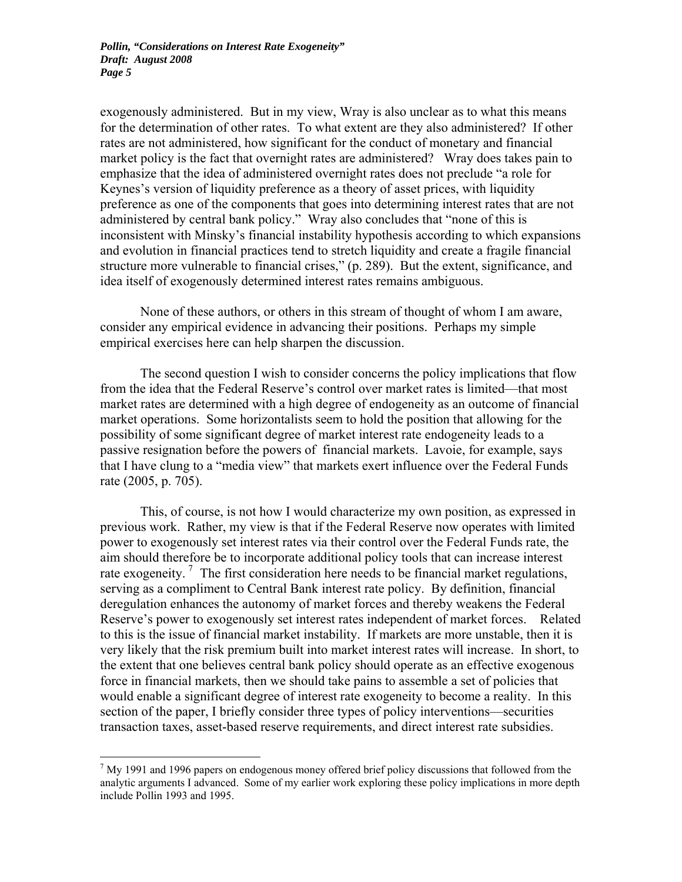exogenously administered. But in my view, Wray is also unclear as to what this means for the determination of other rates. To what extent are they also administered? If other rates are not administered, how significant for the conduct of monetary and financial market policy is the fact that overnight rates are administered? Wray does takes pain to emphasize that the idea of administered overnight rates does not preclude "a role for Keynes's version of liquidity preference as a theory of asset prices, with liquidity preference as one of the components that goes into determining interest rates that are not administered by central bank policy." Wray also concludes that "none of this is inconsistent with Minsky's financial instability hypothesis according to which expansions and evolution in financial practices tend to stretch liquidity and create a fragile financial structure more vulnerable to financial crises," (p. 289). But the extent, significance, and idea itself of exogenously determined interest rates remains ambiguous.

None of these authors, or others in this stream of thought of whom I am aware, consider any empirical evidence in advancing their positions. Perhaps my simple empirical exercises here can help sharpen the discussion.

The second question I wish to consider concerns the policy implications that flow from the idea that the Federal Reserve's control over market rates is limited—that most market rates are determined with a high degree of endogeneity as an outcome of financial market operations. Some horizontalists seem to hold the position that allowing for the possibility of some significant degree of market interest rate endogeneity leads to a passive resignation before the powers of financial markets. Lavoie, for example, says that I have clung to a "media view" that markets exert influence over the Federal Funds rate (2005, p. 705).

This, of course, is not how I would characterize my own position, as expressed in previous work. Rather, my view is that if the Federal Reserve now operates with limited power to exogenously set interest rates via their control over the Federal Funds rate, the aim should therefore be to incorporate additional policy tools that can increase interest rate exogeneity. [7] The first consideration here needs to be financial market regulations, serving as a compliment to Central Bank interest rate policy. By definition, financial deregulation enhances the autonomy of market forces and thereby weakens the Federal Reserve's power to exogenously set interest rates independent of market forces. Related to this is the issue of financial market instability. If markets are more unstable, then it is very likely that the risk premium built into market interest rates will increase. In short, to the extent that one believes central bank policy should operate as an effective exogenous force in financial markets, then we should take pains to assemble a set of policies that would enable a significant degree of interest rate exogeneity to become a reality. In this section of the paper, I briefly consider three types of policy interventions—securities transaction taxes, asset-based reserve requirements, and direct interest rate subsidies.

[7] My 1991 and 1996 papers on endogenous money offered brief policy discussions that followed from the analytic arguments I advanced. Some of my earlier work exploring these policy implications in more depth include Pollin 1993 and 1995.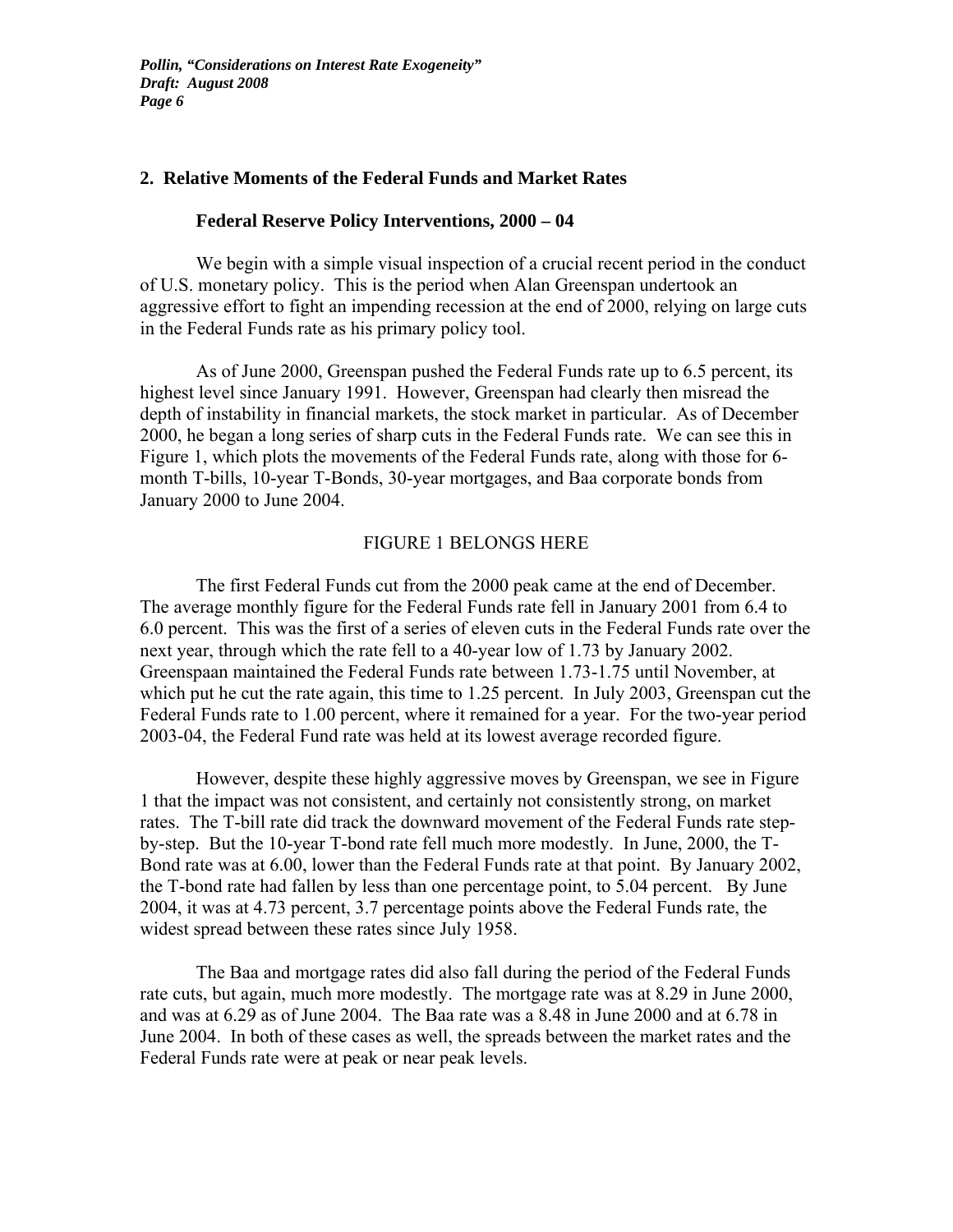## 2. Relative Moments of the Federal Funds and Market Rates

### Federal Reserve Policy Interventions, 2000 – 04

We begin with a simple visual inspection of a crucial recent period in the conduct of U.S. monetary policy. This is the period when Alan Greenspan undertook an aggressive effort to fight an impending recession at the end of 2000, relying on large cuts in the Federal Funds rate as his primary policy tool.

As of June 2000, Greenspan pushed the Federal Funds rate up to 6.5 percent, its highest level since January 1991. However, Greenspan had clearly then misread the depth of instability in financial markets, the stock market in particular. As of December 2000, he began a long series of sharp cuts in the Federal Funds rate. We can see this in Figure 1, which plots the movements of the Federal Funds rate, along with those for 6-month T-bills, 10-year T-Bonds, 30-year mortgages, and Baa corporate bonds from January 2000 to June 2004.

FIGURE 1 BELONGS HERE

The first Federal Funds cut from the 2000 peak came at the end of December. The average monthly figure for the Federal Funds rate fell in January 2001 from 6.4 to 6.0 percent. This was the first of a series of eleven cuts in the Federal Funds rate over the next year, through which the rate fell to a 40-year low of 1.73 by January 2002. Greenspaan maintained the Federal Funds rate between 1.73-1.75 until November, at which put he cut the rate again, this time to 1.25 percent. In July 2003, Greenspan cut the Federal Funds rate to 1.00 percent, where it remained for a year. For the two-year period 2003-04, the Federal Fund rate was held at its lowest average recorded figure.

However, despite these highly aggressive moves by Greenspan, we see in Figure 1 that the impact was not consistent, and certainly not consistently strong, on market rates. The T-bill rate did track the downward movement of the Federal Funds rate step-by-step. But the 10-year T-bond rate fell much more modestly. In June, 2000, the T-Bond rate was at 6.00, lower than the Federal Funds rate at that point. By January 2002, the T-bond rate had fallen by less than one percentage point, to 5.04 percent. By June 2004, it was at 4.73 percent, 3.7 percentage points above the Federal Funds rate, the widest spread between these rates since July 1958.

The Baa and mortgage rates did also fall during the period of the Federal Funds rate cuts, but again, much more modestly. The mortgage rate was at 8.29 in June 2000, and was at 6.29 as of June 2004. The Baa rate was a 8.48 in June 2000 and at 6.78 in June 2004. In both of these cases as well, the spreads between the market rates and the Federal Funds rate were at peak or near peak levels.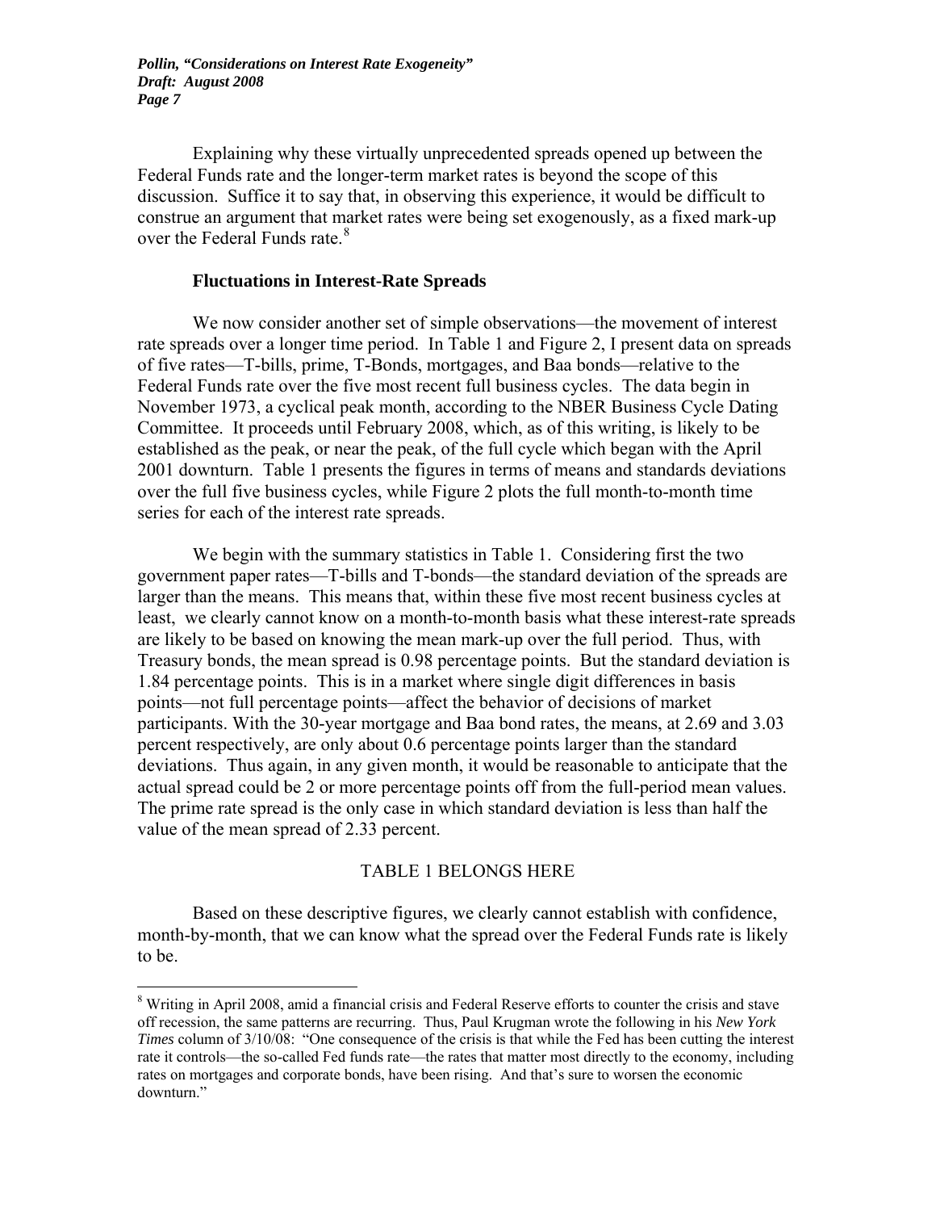Explaining why these virtually unprecedented spreads opened up between the Federal Funds rate and the longer-term market rates is beyond the scope of this discussion. Suffice it to say that, in observing this experience, it would be difficult to construe an argument that market rates were being set exogenously, as a fixed mark-up over the Federal Funds rate.[8]

### Fluctuations in Interest-Rate Spreads

We now consider another set of simple observations—the movement of interest rate spreads over a longer time period. In Table 1 and Figure 2, I present data on spreads of five rates—T-bills, prime, T-Bonds, mortgages, and Baa bonds—relative to the Federal Funds rate over the five most recent full business cycles. The data begin in November 1973, a cyclical peak month, according to the NBER Business Cycle Dating Committee. It proceeds until February 2008, which, as of this writing, is likely to be established as the peak, or near the peak, of the full cycle which began with the April 2001 downturn. Table 1 presents the figures in terms of means and standards deviations over the full five business cycles, while Figure 2 plots the full month-to-month time series for each of the interest rate spreads.

We begin with the summary statistics in Table 1. Considering first the two government paper rates—T-bills and T-bonds—the standard deviation of the spreads are larger than the means. This means that, within these five most recent business cycles at least, we clearly cannot know on a month-to-month basis what these interest-rate spreads are likely to be based on knowing the mean mark-up over the full period. Thus, with Treasury bonds, the mean spread is 0.98 percentage points. But the standard deviation is 1.84 percentage points. This is in a market where single digit differences in basis points—not full percentage points—affect the behavior of decisions of market participants. With the 30-year mortgage and Baa bond rates, the means, at 2.69 and 3.03 percent respectively, are only about 0.6 percentage points larger than the standard deviations. Thus again, in any given month, it would be reasonable to anticipate that the actual spread could be 2 or more percentage points off from the full-period mean values. The prime rate spread is the only case in which standard deviation is less than half the value of the mean spread of 2.33 percent.

TABLE 1 BELONGS HERE

Based on these descriptive figures, we clearly cannot establish with confidence, month-by-month, that we can know what the spread over the Federal Funds rate is likely to be.

[8] Writing in April 2008, amid a financial crisis and Federal Reserve efforts to counter the crisis and stave off recession, the same patterns are recurring. Thus, Paul Krugman wrote the following in his *New York Times* column of 3/10/08: "One consequence of the crisis is that while the Fed has been cutting the interest rate it controls—the so-called Fed funds rate—the rates that matter most directly to the economy, including rates on mortgages and corporate bonds, have been rising. And that's sure to worsen the economic downturn."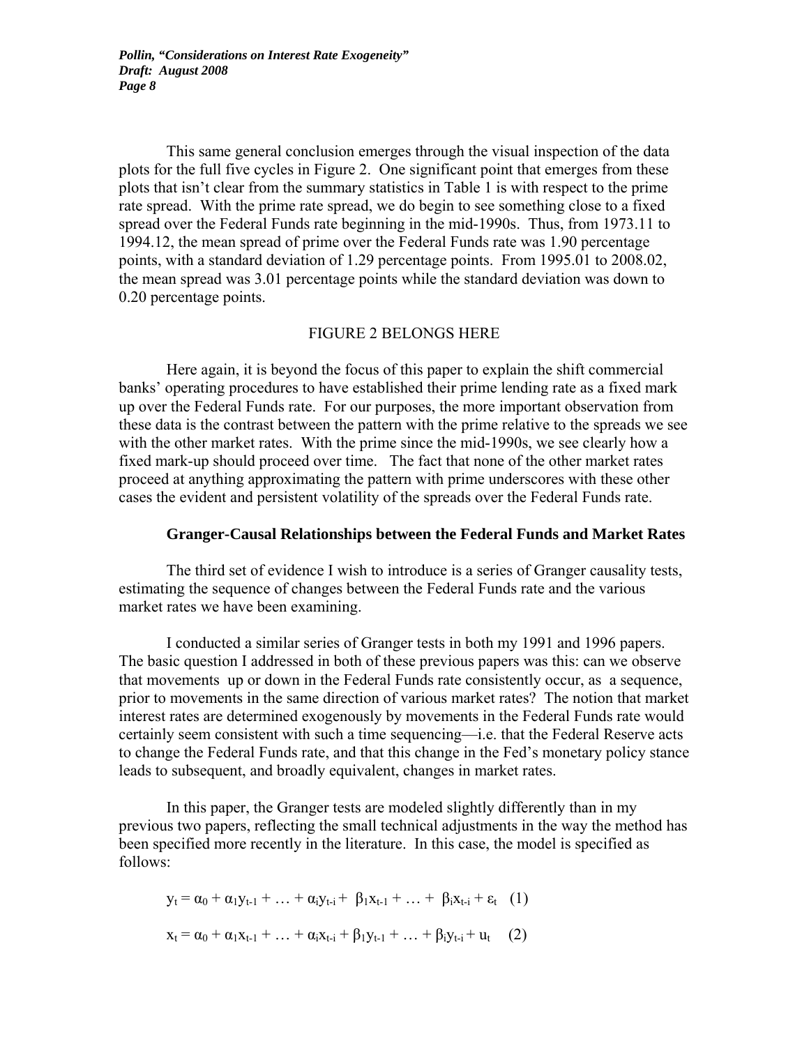This same general conclusion emerges through the visual inspection of the data plots for the full five cycles in Figure 2. One significant point that emerges from these plots that isn't clear from the summary statistics in Table 1 is with respect to the prime rate spread. With the prime rate spread, we do begin to see something close to a fixed spread over the Federal Funds rate beginning in the mid-1990s. Thus, from 1973.11 to 1994.12, the mean spread of prime over the Federal Funds rate was 1.90 percentage points, with a standard deviation of 1.29 percentage points. From 1995.01 to 2008.02, the mean spread was 3.01 percentage points while the standard deviation was down to 0.20 percentage points.

FIGURE 2 BELONGS HERE

Here again, it is beyond the focus of this paper to explain the shift commercial banks' operating procedures to have established their prime lending rate as a fixed mark up over the Federal Funds rate. For our purposes, the more important observation from these data is the contrast between the pattern with the prime relative to the spreads we see with the other market rates. With the prime since the mid-1990s, we see clearly how a fixed mark-up should proceed over time. The fact that none of the other market rates proceed at anything approximating the pattern with prime underscores with these other cases the evident and persistent volatility of the spreads over the Federal Funds rate.

### Granger-Causal Relationships between the Federal Funds and Market Rates

The third set of evidence I wish to introduce is a series of Granger causality tests, estimating the sequence of changes between the Federal Funds rate and the various market rates we have been examining.

I conducted a similar series of Granger tests in both my 1991 and 1996 papers. The basic question I addressed in both of these previous papers was this: can we observe that movements up or down in the Federal Funds rate consistently occur, as a sequence, prior to movements in the same direction of various market rates? The notion that market interest rates are determined exogenously by movements in the Federal Funds rate would certainly seem consistent with such a time sequencing—i.e. that the Federal Reserve acts to change the Federal Funds rate, and that this change in the Fed's monetary policy stance leads to subsequent, and broadly equivalent, changes in market rates.

In this paper, the Granger tests are modeled slightly differently than in my previous two papers, reflecting the small technical adjustments in the way the method has been specified more recently in the literature. In this case, the model is specified as follows:

$$y_t = \alpha_0 + \alpha_1 y_{t-1} + \ldots + \alpha_i y_{t-i} + \beta_1 x_{t-1} + \ldots + \beta_i x_{t-i} + \varepsilon_t \quad (1)$$

$$x_t = \alpha_0 + \alpha_1 x_{t-1} + \ldots + \alpha_i x_{t-i} + \beta_1 y_{t-1} + \ldots + \beta_i y_{t-i} + u_t \quad (2)$$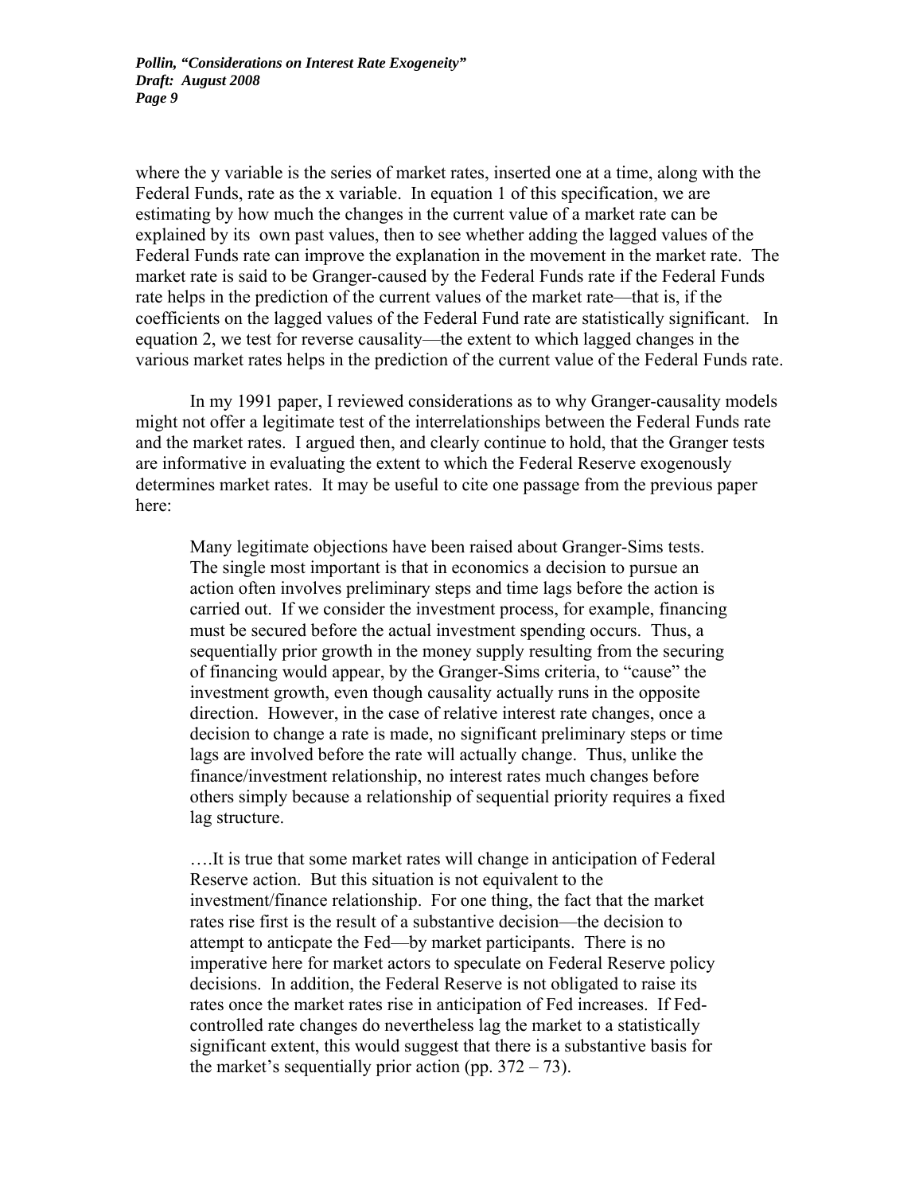where the y variable is the series of market rates, inserted one at a time, along with the Federal Funds, rate as the x variable. In equation 1 of this specification, we are estimating by how much the changes in the current value of a market rate can be explained by its own past values, then to see whether adding the lagged values of the Federal Funds rate can improve the explanation in the movement in the market rate. The market rate is said to be Granger-caused by the Federal Funds rate if the Federal Funds rate helps in the prediction of the current values of the market rate—that is, if the coefficients on the lagged values of the Federal Fund rate are statistically significant. In equation 2, we test for reverse causality—the extent to which lagged changes in the various market rates helps in the prediction of the current value of the Federal Funds rate.

In my 1991 paper, I reviewed considerations as to why Granger-causality models might not offer a legitimate test of the interrelationships between the Federal Funds rate and the market rates. I argued then, and clearly continue to hold, that the Granger tests are informative in evaluating the extent to which the Federal Reserve exogenously determines market rates. It may be useful to cite one passage from the previous paper here:

> Many legitimate objections have been raised about Granger-Sims tests. The single most important is that in economics a decision to pursue an action often involves preliminary steps and time lags before the action is carried out. If we consider the investment process, for example, financing must be secured before the actual investment spending occurs. Thus, a sequentially prior growth in the money supply resulting from the securing of financing would appear, by the Granger-Sims criteria, to "cause" the investment growth, even though causality actually runs in the opposite direction. However, in the case of relative interest rate changes, once a decision to change a rate is made, no significant preliminary steps or time lags are involved before the rate will actually change. Thus, unlike the finance/investment relationship, no interest rates much changes before others simply because a relationship of sequential priority requires a fixed lag structure.
>
> ….It is true that some market rates will change in anticipation of Federal Reserve action. But this situation is not equivalent to the investment/finance relationship. For one thing, the fact that the market rates rise first is the result of a substantive decision—the decision to attempt to anticpate the Fed—by market participants. There is no imperative here for market actors to speculate on Federal Reserve policy decisions. In addition, the Federal Reserve is not obligated to raise its rates once the market rates rise in anticipation of Fed increases. If Fed-controlled rate changes do nevertheless lag the market to a statistically significant extent, this would suggest that there is a substantive basis for the market's sequentially prior action (pp. 372 – 73).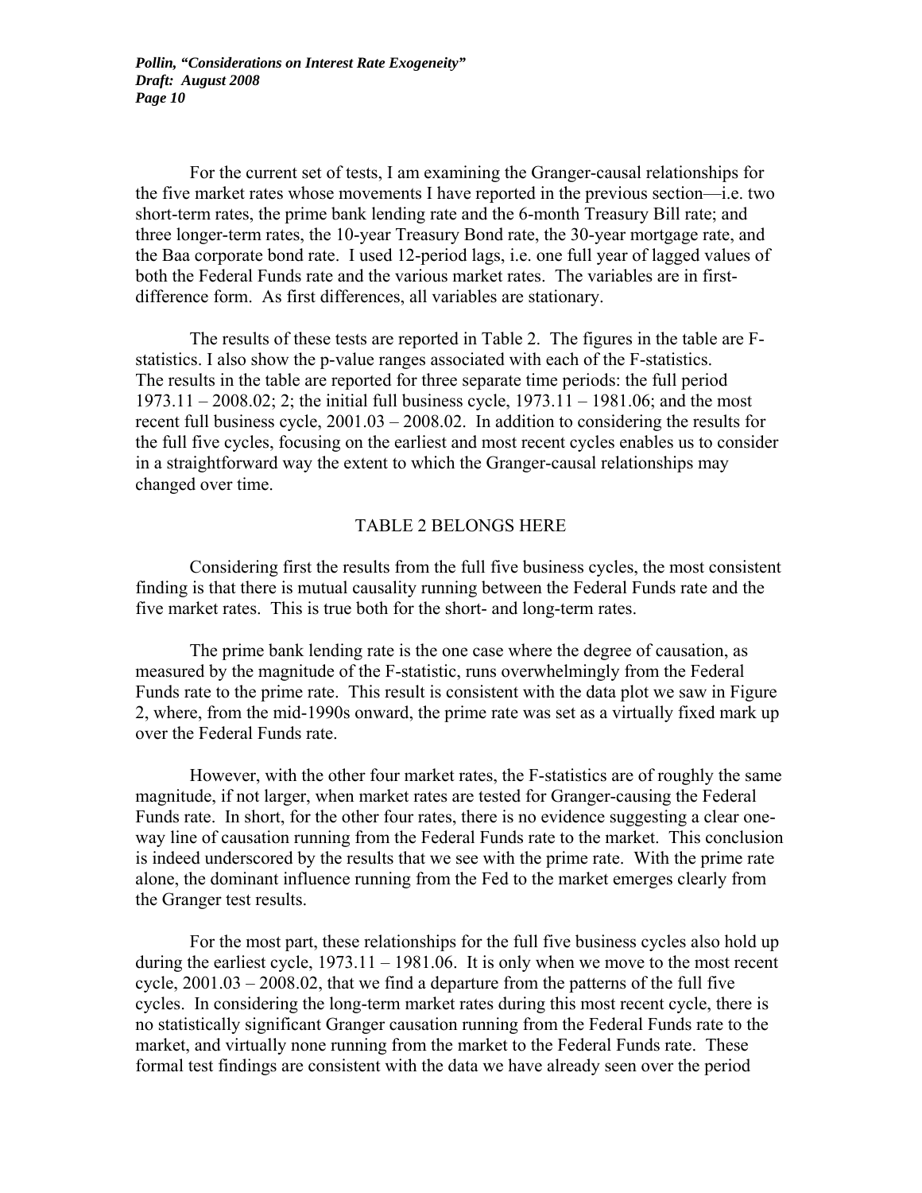For the current set of tests, I am examining the Granger-causal relationships for the five market rates whose movements I have reported in the previous section—i.e. two short-term rates, the prime bank lending rate and the 6-month Treasury Bill rate; and three longer-term rates, the 10-year Treasury Bond rate, the 30-year mortgage rate, and the Baa corporate bond rate. I used 12-period lags, i.e. one full year of lagged values of both the Federal Funds rate and the various market rates. The variables are in first-difference form. As first differences, all variables are stationary.

The results of these tests are reported in Table 2. The figures in the table are F-statistics. I also show the p-value ranges associated with each of the F-statistics. The results in the table are reported for three separate time periods: the full period 1973.11 – 2008.02; 2; the initial full business cycle, 1973.11 – 1981.06; and the most recent full business cycle, 2001.03 – 2008.02. In addition to considering the results for the full five cycles, focusing on the earliest and most recent cycles enables us to consider in a straightforward way the extent to which the Granger-causal relationships may changed over time.

TABLE 2 BELONGS HERE

Considering first the results from the full five business cycles, the most consistent finding is that there is mutual causality running between the Federal Funds rate and the five market rates. This is true both for the short- and long-term rates.

The prime bank lending rate is the one case where the degree of causation, as measured by the magnitude of the F-statistic, runs overwhelmingly from the Federal Funds rate to the prime rate. This result is consistent with the data plot we saw in Figure 2, where, from the mid-1990s onward, the prime rate was set as a virtually fixed mark up over the Federal Funds rate.

However, with the other four market rates, the F-statistics are of roughly the same magnitude, if not larger, when market rates are tested for Granger-causing the Federal Funds rate. In short, for the other four rates, there is no evidence suggesting a clear one-way line of causation running from the Federal Funds rate to the market. This conclusion is indeed underscored by the results that we see with the prime rate. With the prime rate alone, the dominant influence running from the Fed to the market emerges clearly from the Granger test results.

For the most part, these relationships for the full five business cycles also hold up during the earliest cycle, 1973.11 – 1981.06. It is only when we move to the most recent cycle, 2001.03 – 2008.02, that we find a departure from the patterns of the full five cycles. In considering the long-term market rates during this most recent cycle, there is no statistically significant Granger causation running from the Federal Funds rate to the market, and virtually none running from the market to the Federal Funds rate. These formal test findings are consistent with the data we have already seen over the period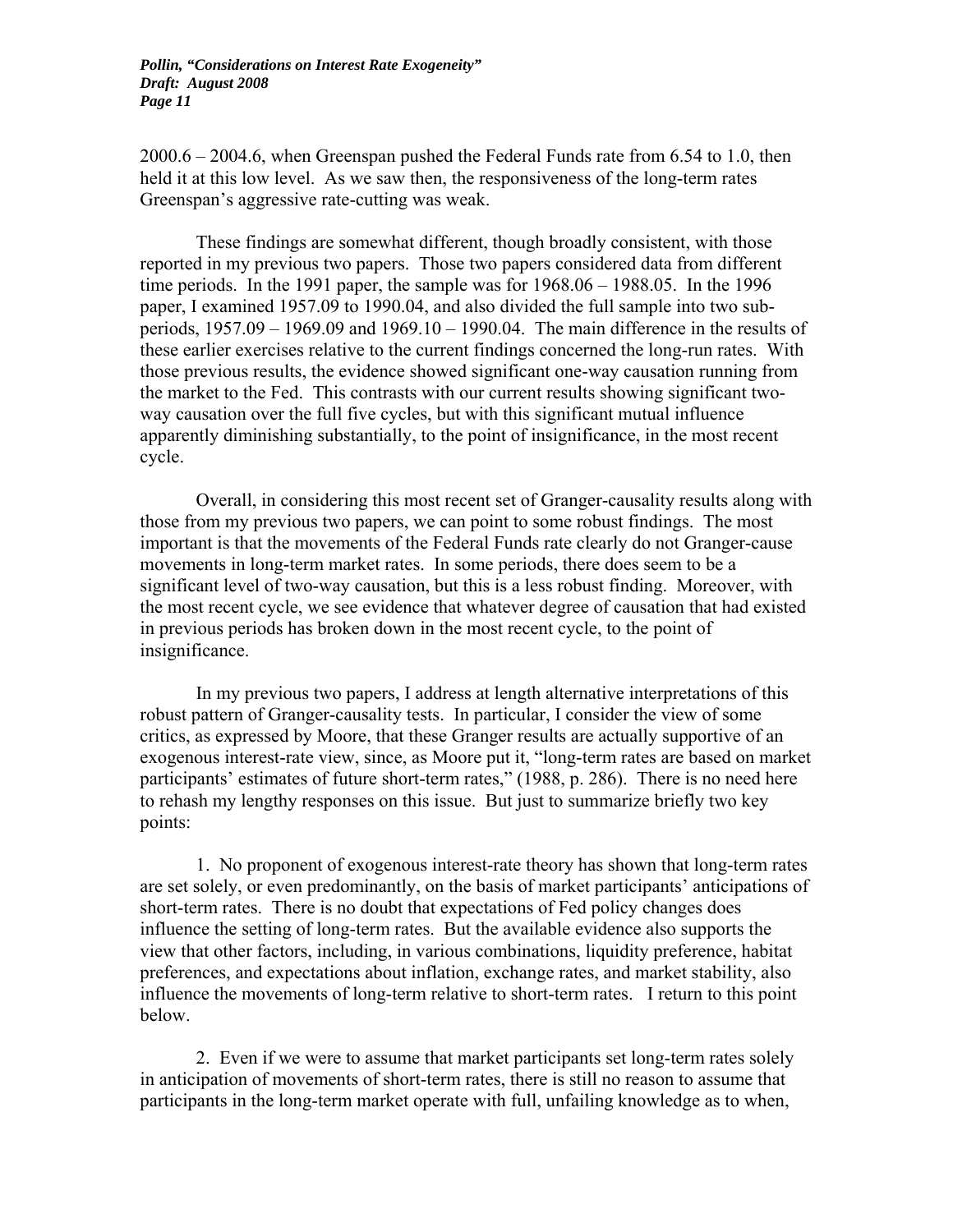2000.6 – 2004.6, when Greenspan pushed the Federal Funds rate from 6.54 to 1.0, then held it at this low level. As we saw then, the responsiveness of the long-term rates Greenspan's aggressive rate-cutting was weak.

These findings are somewhat different, though broadly consistent, with those reported in my previous two papers. Those two papers considered data from different time periods. In the 1991 paper, the sample was for 1968.06 – 1988.05. In the 1996 paper, I examined 1957.09 to 1990.04, and also divided the full sample into two sub-periods, 1957.09 – 1969.09 and 1969.10 – 1990.04. The main difference in the results of these earlier exercises relative to the current findings concerned the long-run rates. With those previous results, the evidence showed significant one-way causation running from the market to the Fed. This contrasts with our current results showing significant two-way causation over the full five cycles, but with this significant mutual influence apparently diminishing substantially, to the point of insignificance, in the most recent cycle.

Overall, in considering this most recent set of Granger-causality results along with those from my previous two papers, we can point to some robust findings. The most important is that the movements of the Federal Funds rate clearly do not Granger-cause movements in long-term market rates. In some periods, there does seem to be a significant level of two-way causation, but this is a less robust finding. Moreover, with the most recent cycle, we see evidence that whatever degree of causation that had existed in previous periods has broken down in the most recent cycle, to the point of insignificance.

In my previous two papers, I address at length alternative interpretations of this robust pattern of Granger-causality tests. In particular, I consider the view of some critics, as expressed by Moore, that these Granger results are actually supportive of an exogenous interest-rate view, since, as Moore put it, "long-term rates are based on market participants' estimates of future short-term rates," (1988, p. 286). There is no need here to rehash my lengthy responses on this issue. But just to summarize briefly two key points:

1. No proponent of exogenous interest-rate theory has shown that long-term rates are set solely, or even predominantly, on the basis of market participants' anticipations of short-term rates. There is no doubt that expectations of Fed policy changes does influence the setting of long-term rates. But the available evidence also supports the view that other factors, including, in various combinations, liquidity preference, habitat preferences, and expectations about inflation, exchange rates, and market stability, also influence the movements of long-term relative to short-term rates. I return to this point below.

2. Even if we were to assume that market participants set long-term rates solely in anticipation of movements of short-term rates, there is still no reason to assume that participants in the long-term market operate with full, unfailing knowledge as to when,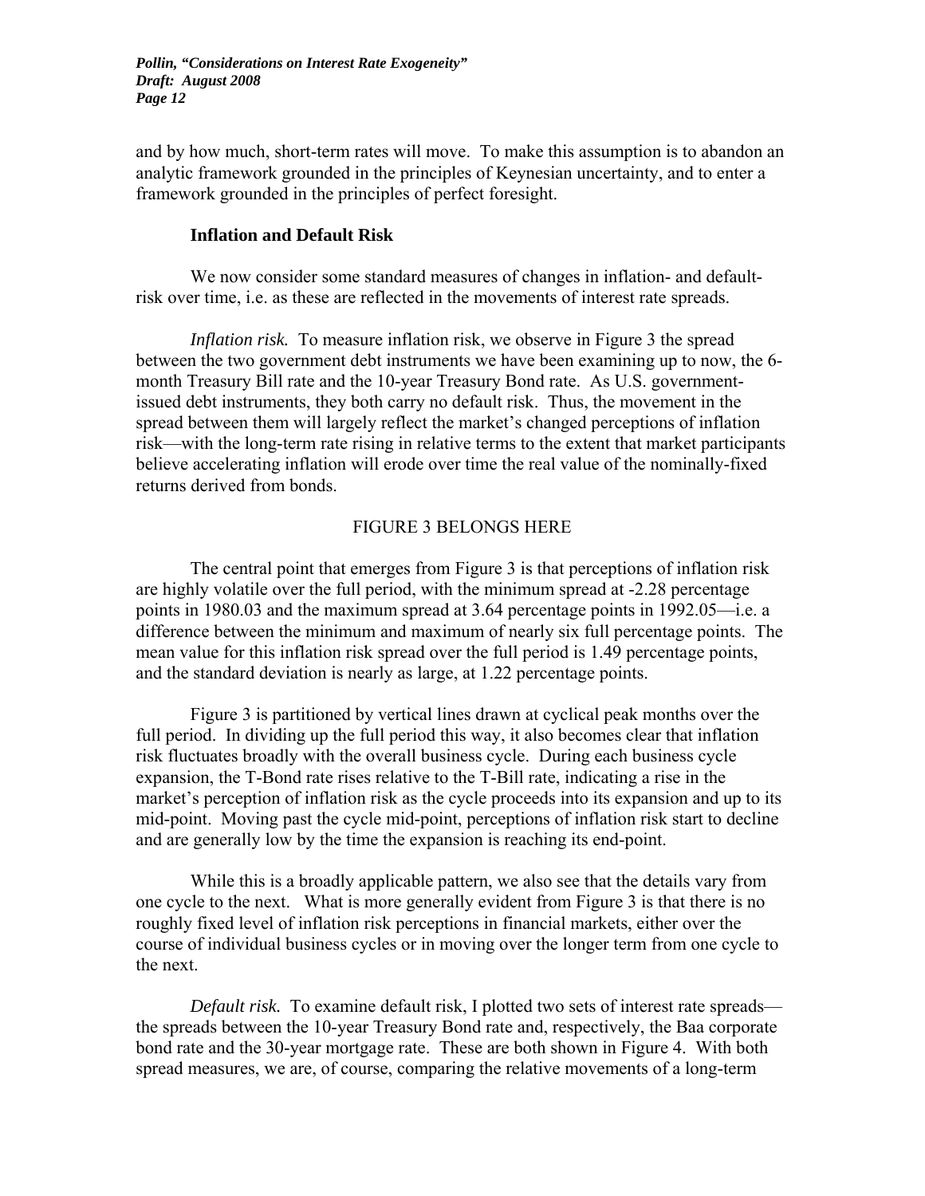and by how much, short-term rates will move. To make this assumption is to abandon an analytic framework grounded in the principles of Keynesian uncertainty, and to enter a framework grounded in the principles of perfect foresight.

### Inflation and Default Risk

We now consider some standard measures of changes in inflation- and default-risk over time, i.e. as these are reflected in the movements of interest rate spreads.

*Inflation risk.* To measure inflation risk, we observe in Figure 3 the spread between the two government debt instruments we have been examining up to now, the 6-month Treasury Bill rate and the 10-year Treasury Bond rate. As U.S. government-issued debt instruments, they both carry no default risk. Thus, the movement in the spread between them will largely reflect the market's changed perceptions of inflation risk—with the long-term rate rising in relative terms to the extent that market participants believe accelerating inflation will erode over time the real value of the nominally-fixed returns derived from bonds.

FIGURE 3 BELONGS HERE

The central point that emerges from Figure 3 is that perceptions of inflation risk are highly volatile over the full period, with the minimum spread at -2.28 percentage points in 1980.03 and the maximum spread at 3.64 percentage points in 1992.05—i.e. a difference between the minimum and maximum of nearly six full percentage points. The mean value for this inflation risk spread over the full period is 1.49 percentage points, and the standard deviation is nearly as large, at 1.22 percentage points.

Figure 3 is partitioned by vertical lines drawn at cyclical peak months over the full period. In dividing up the full period this way, it also becomes clear that inflation risk fluctuates broadly with the overall business cycle. During each business cycle expansion, the T-Bond rate rises relative to the T-Bill rate, indicating a rise in the market's perception of inflation risk as the cycle proceeds into its expansion and up to its mid-point. Moving past the cycle mid-point, perceptions of inflation risk start to decline and are generally low by the time the expansion is reaching its end-point.

While this is a broadly applicable pattern, we also see that the details vary from one cycle to the next. What is more generally evident from Figure 3 is that there is no roughly fixed level of inflation risk perceptions in financial markets, either over the course of individual business cycles or in moving over the longer term from one cycle to the next.

*Default risk.* To examine default risk, I plotted two sets of interest rate spreads—the spreads between the 10-year Treasury Bond rate and, respectively, the Baa corporate bond rate and the 30-year mortgage rate. These are both shown in Figure 4. With both spread measures, we are, of course, comparing the relative movements of a long-term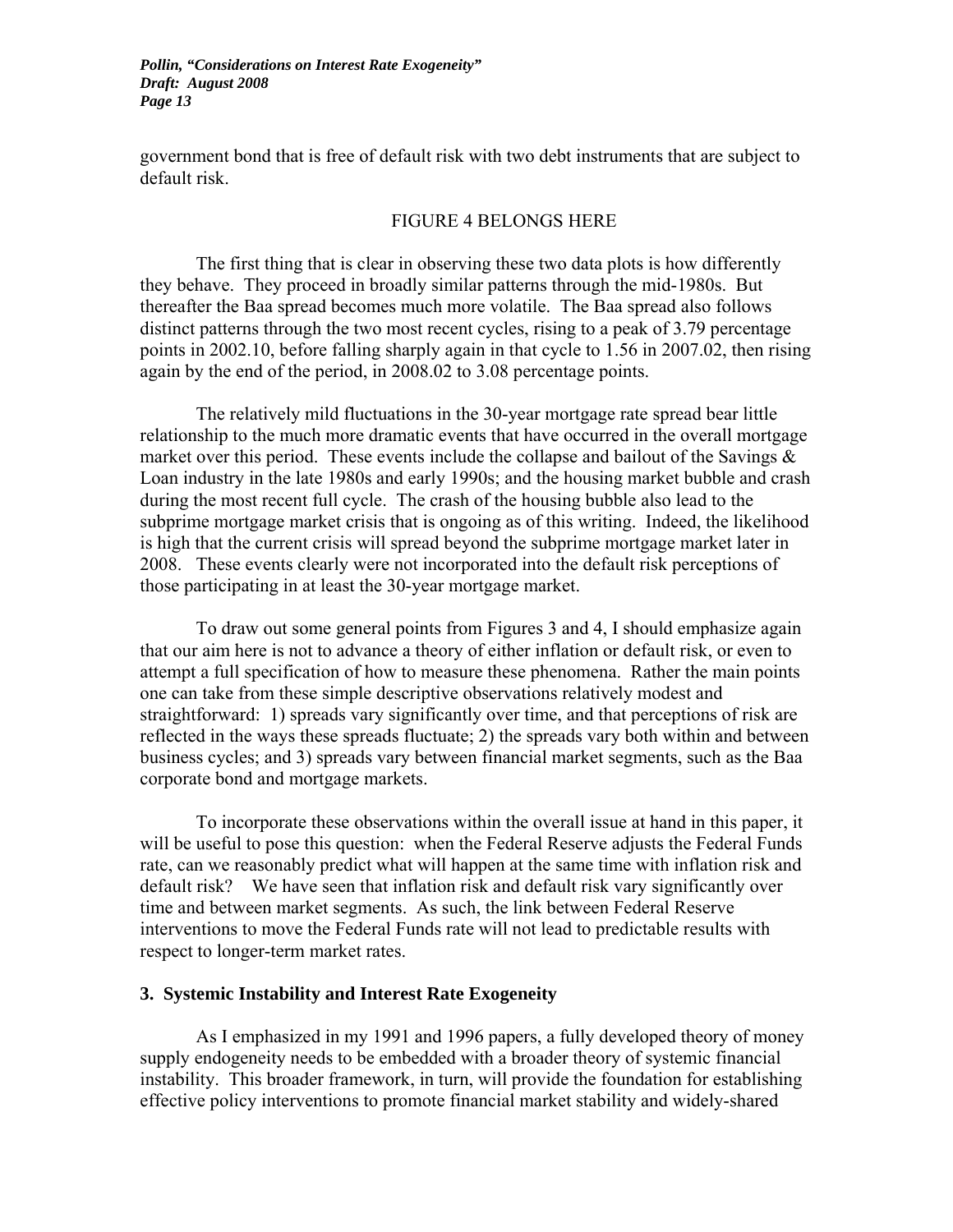government bond that is free of default risk with two debt instruments that are subject to default risk.

FIGURE 4 BELONGS HERE

The first thing that is clear in observing these two data plots is how differently they behave. They proceed in broadly similar patterns through the mid-1980s. But thereafter the Baa spread becomes much more volatile. The Baa spread also follows distinct patterns through the two most recent cycles, rising to a peak of 3.79 percentage points in 2002.10, before falling sharply again in that cycle to 1.56 in 2007.02, then rising again by the end of the period, in 2008.02 to 3.08 percentage points.

The relatively mild fluctuations in the 30-year mortgage rate spread bear little relationship to the much more dramatic events that have occurred in the overall mortgage market over this period. These events include the collapse and bailout of the Savings & Loan industry in the late 1980s and early 1990s; and the housing market bubble and crash during the most recent full cycle. The crash of the housing bubble also lead to the subprime mortgage market crisis that is ongoing as of this writing. Indeed, the likelihood is high that the current crisis will spread beyond the subprime mortgage market later in 2008. These events clearly were not incorporated into the default risk perceptions of those participating in at least the 30-year mortgage market.

To draw out some general points from Figures 3 and 4, I should emphasize again that our aim here is not to advance a theory of either inflation or default risk, or even to attempt a full specification of how to measure these phenomena. Rather the main points one can take from these simple descriptive observations relatively modest and straightforward: 1) spreads vary significantly over time, and that perceptions of risk are reflected in the ways these spreads fluctuate; 2) the spreads vary both within and between business cycles; and 3) spreads vary between financial market segments, such as the Baa corporate bond and mortgage markets.

To incorporate these observations within the overall issue at hand in this paper, it will be useful to pose this question: when the Federal Reserve adjusts the Federal Funds rate, can we reasonably predict what will happen at the same time with inflation risk and default risk? We have seen that inflation risk and default risk vary significantly over time and between market segments. As such, the link between Federal Reserve interventions to move the Federal Funds rate will not lead to predictable results with respect to longer-term market rates.

## 3. Systemic Instability and Interest Rate Exogeneity

As I emphasized in my 1991 and 1996 papers, a fully developed theory of money supply endogeneity needs to be embedded with a broader theory of systemic financial instability. This broader framework, in turn, will provide the foundation for establishing effective policy interventions to promote financial market stability and widely-shared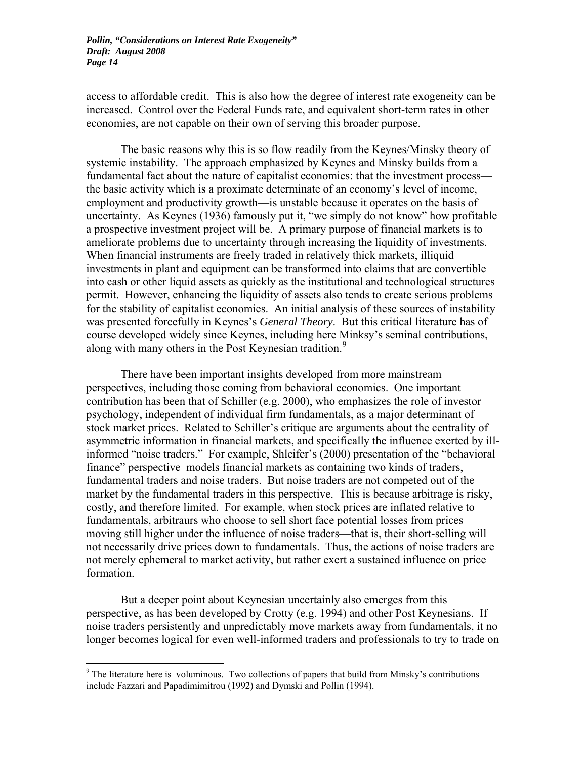access to affordable credit. This is also how the degree of interest rate exogeneity can be increased. Control over the Federal Funds rate, and equivalent short-term rates in other economies, are not capable on their own of serving this broader purpose.

The basic reasons why this is so flow readily from the Keynes/Minsky theory of systemic instability. The approach emphasized by Keynes and Minsky builds from a fundamental fact about the nature of capitalist economies: that the investment process—the basic activity which is a proximate determinate of an economy's level of income, employment and productivity growth—is unstable because it operates on the basis of uncertainty. As Keynes (1936) famously put it, "we simply do not know" how profitable a prospective investment project will be. A primary purpose of financial markets is to ameliorate problems due to uncertainty through increasing the liquidity of investments. When financial instruments are freely traded in relatively thick markets, illiquid investments in plant and equipment can be transformed into claims that are convertible into cash or other liquid assets as quickly as the institutional and technological structures permit. However, enhancing the liquidity of assets also tends to create serious problems for the stability of capitalist economies. An initial analysis of these sources of instability was presented forcefully in Keynes's *General Theory*. But this critical literature has of course developed widely since Keynes, including here Minksy's seminal contributions, along with many others in the Post Keynesian tradition.[9]

There have been important insights developed from more mainstream perspectives, including those coming from behavioral economics. One important contribution has been that of Schiller (e.g. 2000), who emphasizes the role of investor psychology, independent of individual firm fundamentals, as a major determinant of stock market prices. Related to Schiller's critique are arguments about the centrality of asymmetric information in financial markets, and specifically the influence exerted by ill-informed "noise traders." For example, Shleifer's (2000) presentation of the "behavioral finance" perspective models financial markets as containing two kinds of traders, fundamental traders and noise traders. But noise traders are not competed out of the market by the fundamental traders in this perspective. This is because arbitrage is risky, costly, and therefore limited. For example, when stock prices are inflated relative to fundamentals, arbitraurs who choose to sell short face potential losses from prices moving still higher under the influence of noise traders—that is, their short-selling will not necessarily drive prices down to fundamentals. Thus, the actions of noise traders are not merely ephemeral to market activity, but rather exert a sustained influence on price formation.

But a deeper point about Keynesian uncertainly also emerges from this perspective, as has been developed by Crotty (e.g. 1994) and other Post Keynesians. If noise traders persistently and unpredictably move markets away from fundamentals, it no longer becomes logical for even well-informed traders and professionals to try to trade on

---

[9] The literature here is voluminous. Two collections of papers that build from Minsky's contributions include Fazzari and Papadimimitrou (1992) and Dymski and Pollin (1994).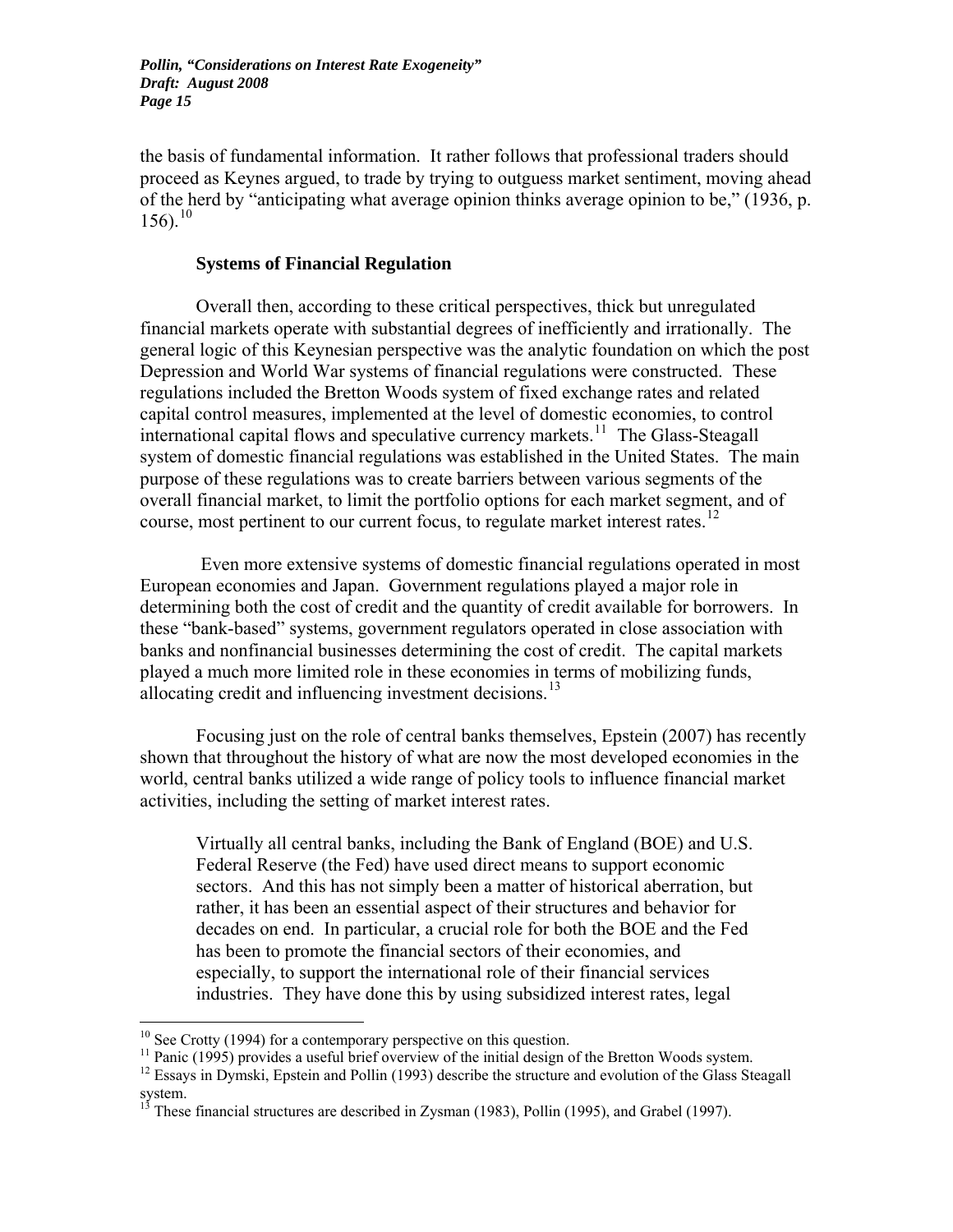the basis of fundamental information. It rather follows that professional traders should proceed as Keynes argued, to trade by trying to outguess market sentiment, moving ahead of the herd by "anticipating what average opinion thinks average opinion to be," (1936, p. 156).[10]

### Systems of Financial Regulation

Overall then, according to these critical perspectives, thick but unregulated financial markets operate with substantial degrees of inefficiently and irrationally. The general logic of this Keynesian perspective was the analytic foundation on which the post Depression and World War systems of financial regulations were constructed. These regulations included the Bretton Woods system of fixed exchange rates and related capital control measures, implemented at the level of domestic economies, to control international capital flows and speculative currency markets.[11] The Glass-Steagall system of domestic financial regulations was established in the United States. The main purpose of these regulations was to create barriers between various segments of the overall financial market, to limit the portfolio options for each market segment, and of course, most pertinent to our current focus, to regulate market interest rates.[12]

Even more extensive systems of domestic financial regulations operated in most European economies and Japan. Government regulations played a major role in determining both the cost of credit and the quantity of credit available for borrowers. In these "bank-based" systems, government regulators operated in close association with banks and nonfinancial businesses determining the cost of credit. The capital markets played a much more limited role in these economies in terms of mobilizing funds, allocating credit and influencing investment decisions.[13]

Focusing just on the role of central banks themselves, Epstein (2007) has recently shown that throughout the history of what are now the most developed economies in the world, central banks utilized a wide range of policy tools to influence financial market activities, including the setting of market interest rates.

> Virtually all central banks, including the Bank of England (BOE) and U.S. Federal Reserve (the Fed) have used direct means to support economic sectors. And this has not simply been a matter of historical aberration, but rather, it has been an essential aspect of their structures and behavior for decades on end. In particular, a crucial role for both the BOE and the Fed has been to promote the financial sectors of their economies, and especially, to support the international role of their financial services industries. They have done this by using subsidized interest rates, legal

---

[10] See Crotty (1994) for a contemporary perspective on this question.

[11] Panic (1995) provides a useful brief overview of the initial design of the Bretton Woods system.

[12] Essays in Dymski, Epstein and Pollin (1993) describe the structure and evolution of the Glass Steagall system.

[13] These financial structures are described in Zysman (1983), Pollin (1995), and Grabel (1997).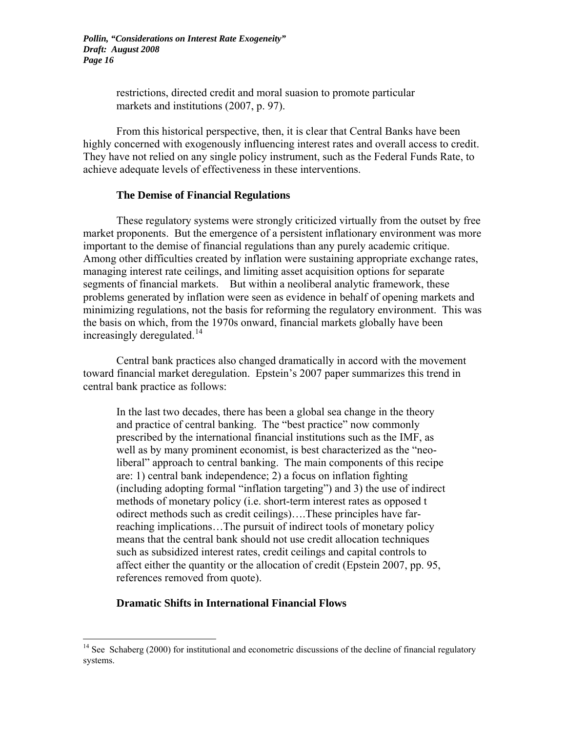> restrictions, directed credit and moral suasion to promote particular markets and institutions (2007, p. 97).

From this historical perspective, then, it is clear that Central Banks have been highly concerned with exogenously influencing interest rates and overall access to credit. They have not relied on any single policy instrument, such as the Federal Funds Rate, to achieve adequate levels of effectiveness in these interventions.

### The Demise of Financial Regulations

These regulatory systems were strongly criticized virtually from the outset by free market proponents. But the emergence of a persistent inflationary environment was more important to the demise of financial regulations than any purely academic critique. Among other difficulties created by inflation were sustaining appropriate exchange rates, managing interest rate ceilings, and limiting asset acquisition options for separate segments of financial markets. But within a neoliberal analytic framework, these problems generated by inflation were seen as evidence in behalf of opening markets and minimizing regulations, not the basis for reforming the regulatory environment. This was the basis on which, from the 1970s onward, financial markets globally have been increasingly deregulated.[14]

Central bank practices also changed dramatically in accord with the movement toward financial market deregulation. Epstein's 2007 paper summarizes this trend in central bank practice as follows:

> In the last two decades, there has been a global sea change in the theory and practice of central banking. The "best practice" now commonly prescribed by the international financial institutions such as the IMF, as well as by many prominent economist, is best characterized as the "neo-liberal" approach to central banking. The main components of this recipe are: 1) central bank independence; 2) a focus on inflation fighting (including adopting formal "inflation targeting") and 3) the use of indirect methods of monetary policy (i.e. short-term interest rates as opposed t odirect methods such as credit ceilings)….These principles have far-reaching implications…The pursuit of indirect tools of monetary policy means that the central bank should not use credit allocation techniques such as subsidized interest rates, credit ceilings and capital controls to affect either the quantity or the allocation of credit (Epstein 2007, pp. 95, references removed from quote).

### Dramatic Shifts in International Financial Flows

[14] See Schaberg (2000) for institutional and econometric discussions of the decline of financial regulatory systems.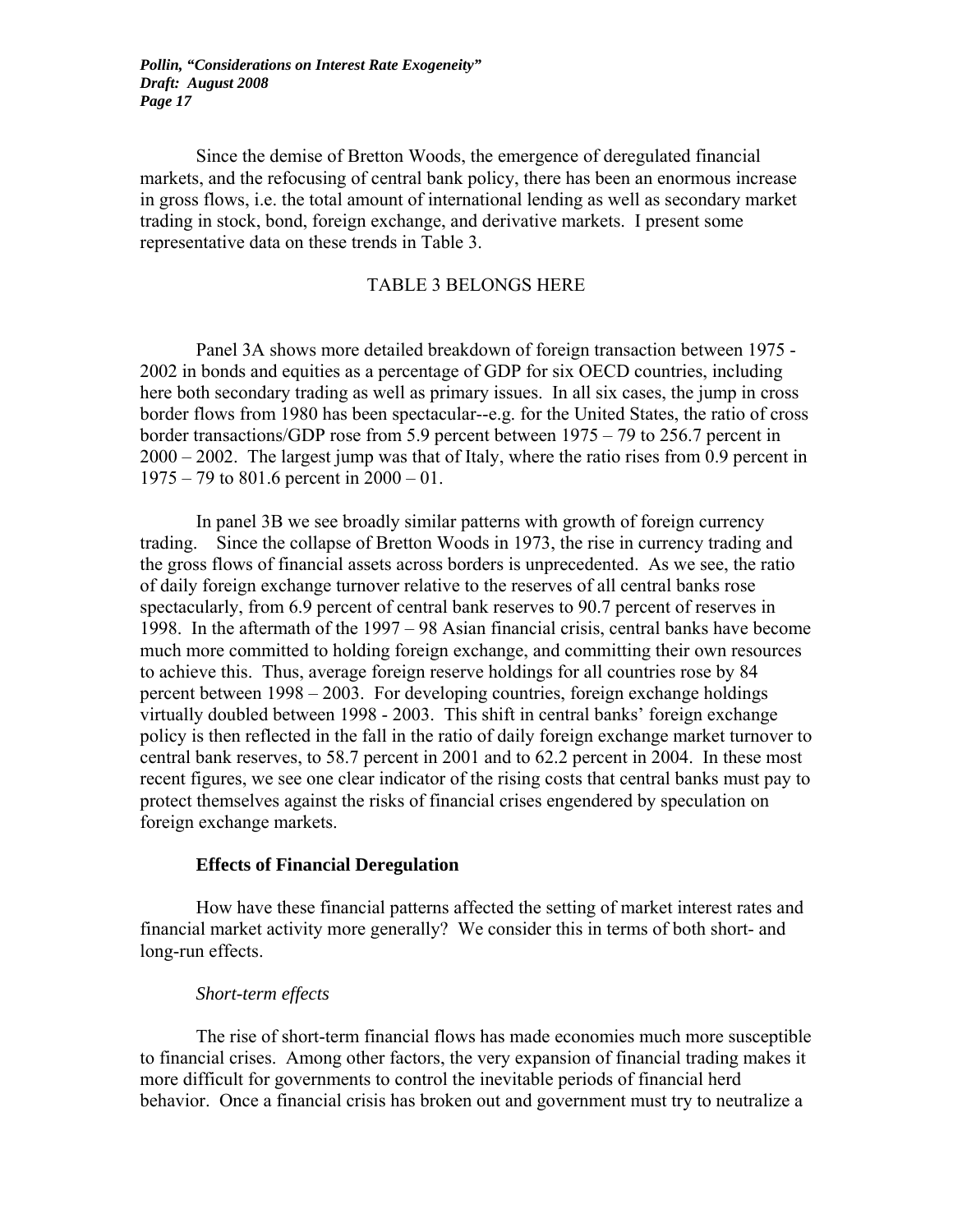Since the demise of Bretton Woods, the emergence of deregulated financial markets, and the refocusing of central bank policy, there has been an enormous increase in gross flows, i.e. the total amount of international lending as well as secondary market trading in stock, bond, foreign exchange, and derivative markets. I present some representative data on these trends in Table 3.

TABLE 3 BELONGS HERE

Panel 3A shows more detailed breakdown of foreign transaction between 1975 - 2002 in bonds and equities as a percentage of GDP for six OECD countries, including here both secondary trading as well as primary issues. In all six cases, the jump in cross border flows from 1980 has been spectacular--e.g. for the United States, the ratio of cross border transactions/GDP rose from 5.9 percent between 1975 – 79 to 256.7 percent in 2000 – 2002. The largest jump was that of Italy, where the ratio rises from 0.9 percent in 1975 – 79 to 801.6 percent in 2000 – 01.

In panel 3B we see broadly similar patterns with growth of foreign currency trading. Since the collapse of Bretton Woods in 1973, the rise in currency trading and the gross flows of financial assets across borders is unprecedented. As we see, the ratio of daily foreign exchange turnover relative to the reserves of all central banks rose spectacularly, from 6.9 percent of central bank reserves to 90.7 percent of reserves in 1998. In the aftermath of the 1997 – 98 Asian financial crisis, central banks have become much more committed to holding foreign exchange, and committing their own resources to achieve this. Thus, average foreign reserve holdings for all countries rose by 84 percent between 1998 – 2003. For developing countries, foreign exchange holdings virtually doubled between 1998 - 2003. This shift in central banks' foreign exchange policy is then reflected in the fall in the ratio of daily foreign exchange market turnover to central bank reserves, to 58.7 percent in 2001 and to 62.2 percent in 2004. In these most recent figures, we see one clear indicator of the rising costs that central banks must pay to protect themselves against the risks of financial crises engendered by speculation on foreign exchange markets.

### Effects of Financial Deregulation

How have these financial patterns affected the setting of market interest rates and financial market activity more generally? We consider this in terms of both short- and long-run effects.

#### *Short-term effects*

The rise of short-term financial flows has made economies much more susceptible to financial crises. Among other factors, the very expansion of financial trading makes it more difficult for governments to control the inevitable periods of financial herd behavior. Once a financial crisis has broken out and government must try to neutralize a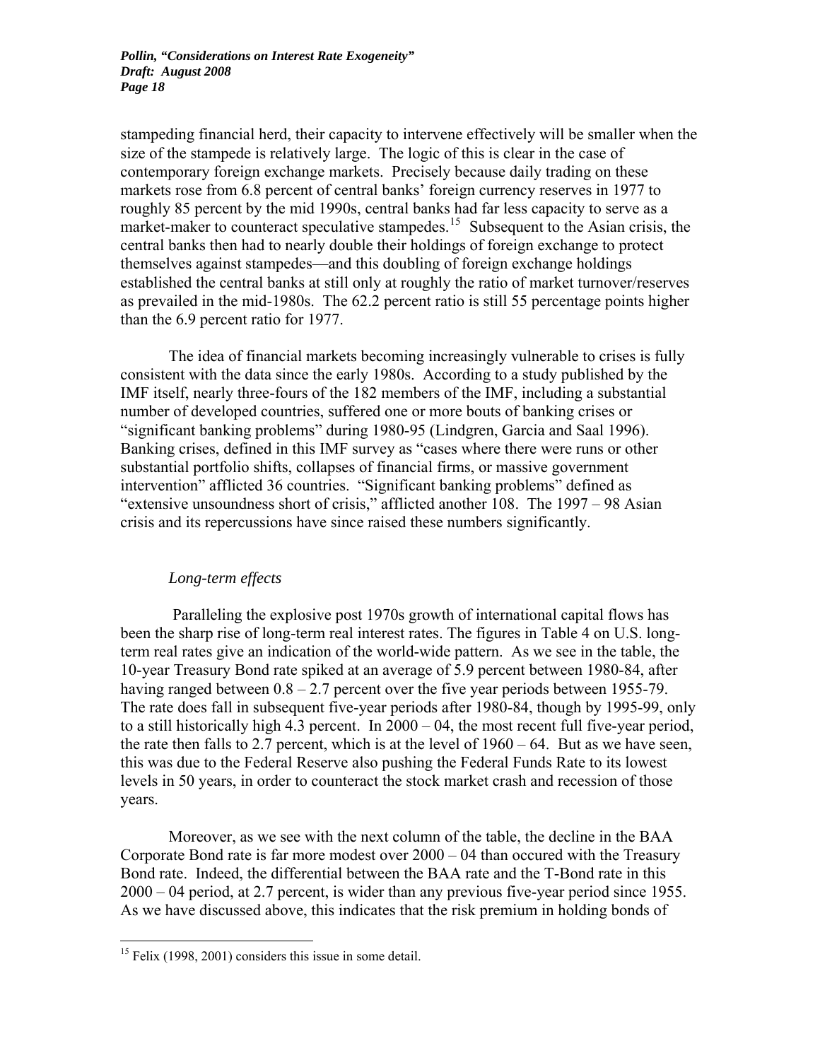stampeding financial herd, their capacity to intervene effectively will be smaller when the size of the stampede is relatively large. The logic of this is clear in the case of contemporary foreign exchange markets. Precisely because daily trading on these markets rose from 6.8 percent of central banks' foreign currency reserves in 1977 to roughly 85 percent by the mid 1990s, central banks had far less capacity to serve as a market-maker to counteract speculative stampedes.[15] Subsequent to the Asian crisis, the central banks then had to nearly double their holdings of foreign exchange to protect themselves against stampedes—and this doubling of foreign exchange holdings established the central banks at still only at roughly the ratio of market turnover/reserves as prevailed in the mid-1980s. The 62.2 percent ratio is still 55 percentage points higher than the 6.9 percent ratio for 1977.

The idea of financial markets becoming increasingly vulnerable to crises is fully consistent with the data since the early 1980s. According to a study published by the IMF itself, nearly three-fours of the 182 members of the IMF, including a substantial number of developed countries, suffered one or more bouts of banking crises or "significant banking problems" during 1980-95 (Lindgren, Garcia and Saal 1996). Banking crises, defined in this IMF survey as "cases where there were runs or other substantial portfolio shifts, collapses of financial firms, or massive government intervention" afflicted 36 countries. "Significant banking problems" defined as "extensive unsoundness short of crisis," afflicted another 108. The 1997 – 98 Asian crisis and its repercussions have since raised these numbers significantly.

*Long-term effects*

Paralleling the explosive post 1970s growth of international capital flows has been the sharp rise of long-term real interest rates. The figures in Table 4 on U.S. long-term real rates give an indication of the world-wide pattern. As we see in the table, the 10-year Treasury Bond rate spiked at an average of 5.9 percent between 1980-84, after having ranged between 0.8 – 2.7 percent over the five year periods between 1955-79. The rate does fall in subsequent five-year periods after 1980-84, though by 1995-99, only to a still historically high 4.3 percent. In 2000 – 04, the most recent full five-year period, the rate then falls to 2.7 percent, which is at the level of 1960 – 64. But as we have seen, this was due to the Federal Reserve also pushing the Federal Funds Rate to its lowest levels in 50 years, in order to counteract the stock market crash and recession of those years.

Moreover, as we see with the next column of the table, the decline in the BAA Corporate Bond rate is far more modest over 2000 – 04 than occured with the Treasury Bond rate. Indeed, the differential between the BAA rate and the T-Bond rate in this 2000 – 04 period, at 2.7 percent, is wider than any previous five-year period since 1955. As we have discussed above, this indicates that the risk premium in holding bonds of

[15] Felix (1998, 2001) considers this issue in some detail.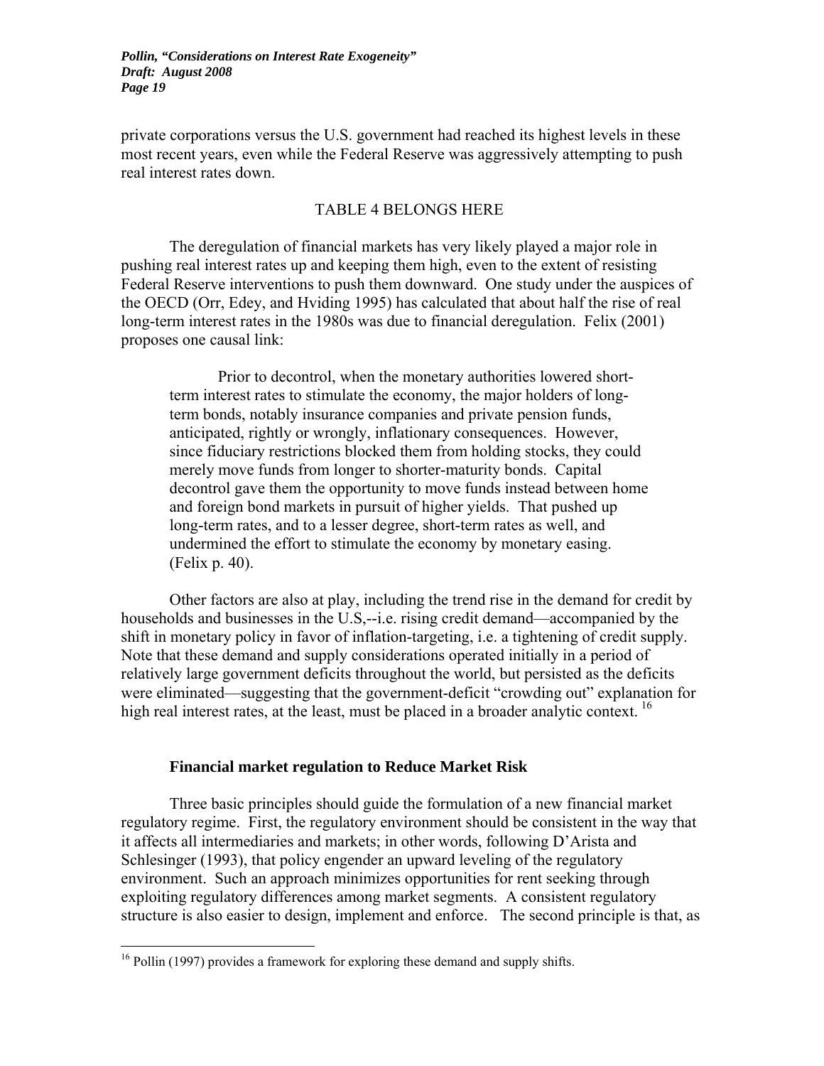private corporations versus the U.S. government had reached its highest levels in these most recent years, even while the Federal Reserve was aggressively attempting to push real interest rates down.

TABLE 4 BELONGS HERE

The deregulation of financial markets has very likely played a major role in pushing real interest rates up and keeping them high, even to the extent of resisting Federal Reserve interventions to push them downward. One study under the auspices of the OECD (Orr, Edey, and Hviding 1995) has calculated that about half the rise of real long-term interest rates in the 1980s was due to financial deregulation. Felix (2001) proposes one causal link:

> Prior to decontrol, when the monetary authorities lowered short-term interest rates to stimulate the economy, the major holders of long-term bonds, notably insurance companies and private pension funds, anticipated, rightly or wrongly, inflationary consequences. However, since fiduciary restrictions blocked them from holding stocks, they could merely move funds from longer to shorter-maturity bonds. Capital decontrol gave them the opportunity to move funds instead between home and foreign bond markets in pursuit of higher yields. That pushed up long-term rates, and to a lesser degree, short-term rates as well, and undermined the effort to stimulate the economy by monetary easing. (Felix p. 40).

Other factors are also at play, including the trend rise in the demand for credit by households and businesses in the U.S,--i.e. rising credit demand—accompanied by the shift in monetary policy in favor of inflation-targeting, i.e. a tightening of credit supply. Note that these demand and supply considerations operated initially in a period of relatively large government deficits throughout the world, but persisted as the deficits were eliminated—suggesting that the government-deficit "crowding out" explanation for high real interest rates, at the least, must be placed in a broader analytic context. [16]

### Financial market regulation to Reduce Market Risk

Three basic principles should guide the formulation of a new financial market regulatory regime. First, the regulatory environment should be consistent in the way that it affects all intermediaries and markets; in other words, following D'Arista and Schlesinger (1993), that policy engender an upward leveling of the regulatory environment. Such an approach minimizes opportunities for rent seeking through exploiting regulatory differences among market segments. A consistent regulatory structure is also easier to design, implement and enforce. The second principle is that, as

[16] Pollin (1997) provides a framework for exploring these demand and supply shifts.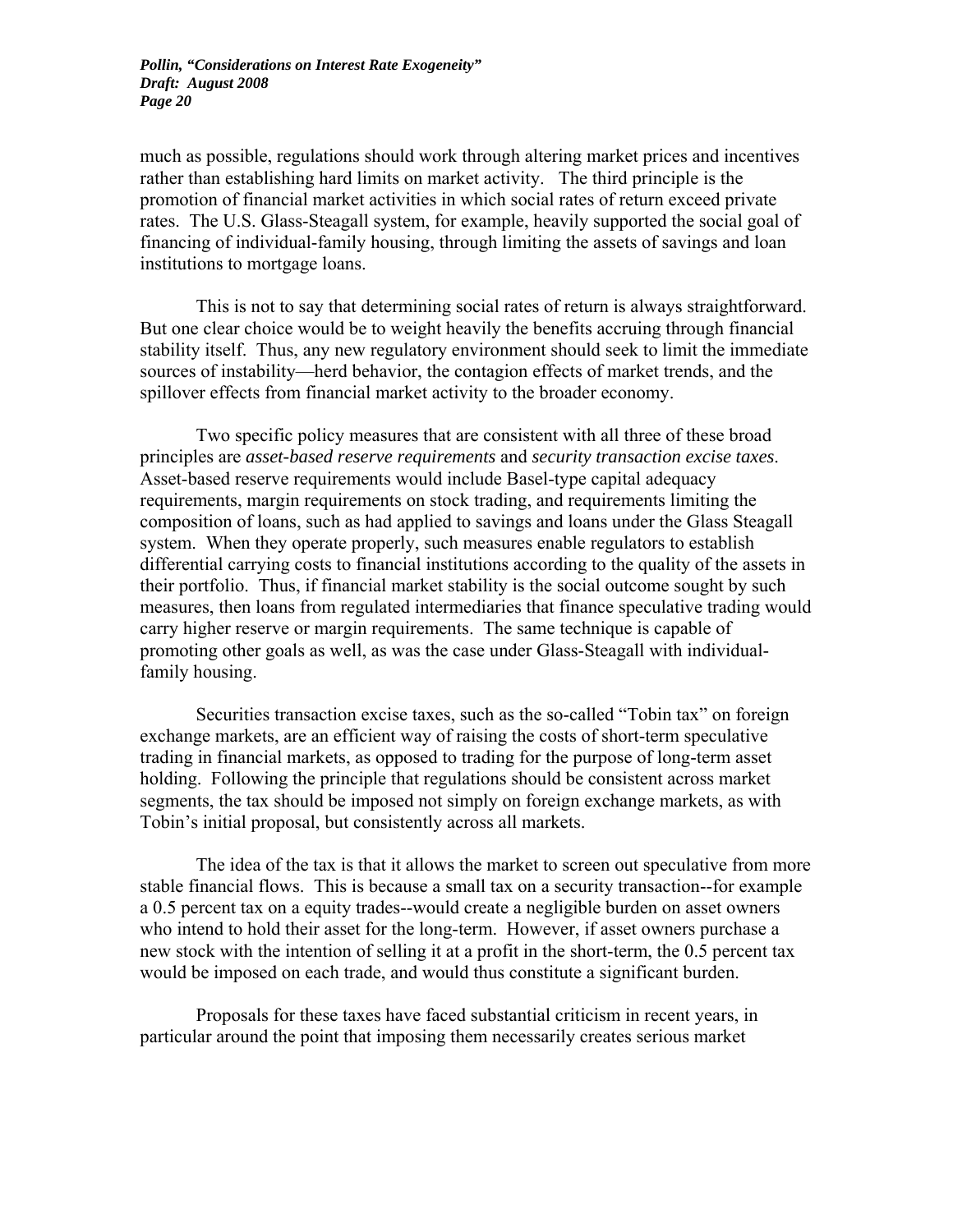much as possible, regulations should work through altering market prices and incentives rather than establishing hard limits on market activity. The third principle is the promotion of financial market activities in which social rates of return exceed private rates. The U.S. Glass-Steagall system, for example, heavily supported the social goal of financing of individual-family housing, through limiting the assets of savings and loan institutions to mortgage loans.

This is not to say that determining social rates of return is always straightforward. But one clear choice would be to weight heavily the benefits accruing through financial stability itself. Thus, any new regulatory environment should seek to limit the immediate sources of instability—herd behavior, the contagion effects of market trends, and the spillover effects from financial market activity to the broader economy.

Two specific policy measures that are consistent with all three of these broad principles are *asset-based reserve requirements* and *security transaction excise taxes*. Asset-based reserve requirements would include Basel-type capital adequacy requirements, margin requirements on stock trading, and requirements limiting the composition of loans, such as had applied to savings and loans under the Glass Steagall system. When they operate properly, such measures enable regulators to establish differential carrying costs to financial institutions according to the quality of the assets in their portfolio. Thus, if financial market stability is the social outcome sought by such measures, then loans from regulated intermediaries that finance speculative trading would carry higher reserve or margin requirements. The same technique is capable of promoting other goals as well, as was the case under Glass-Steagall with individual-family housing.

Securities transaction excise taxes, such as the so-called "Tobin tax" on foreign exchange markets, are an efficient way of raising the costs of short-term speculative trading in financial markets, as opposed to trading for the purpose of long-term asset holding. Following the principle that regulations should be consistent across market segments, the tax should be imposed not simply on foreign exchange markets, as with Tobin's initial proposal, but consistently across all markets.

The idea of the tax is that it allows the market to screen out speculative from more stable financial flows. This is because a small tax on a security transaction--for example a 0.5 percent tax on a equity trades--would create a negligible burden on asset owners who intend to hold their asset for the long-term. However, if asset owners purchase a new stock with the intention of selling it at a profit in the short-term, the 0.5 percent tax would be imposed on each trade, and would thus constitute a significant burden.

Proposals for these taxes have faced substantial criticism in recent years, in particular around the point that imposing them necessarily creates serious market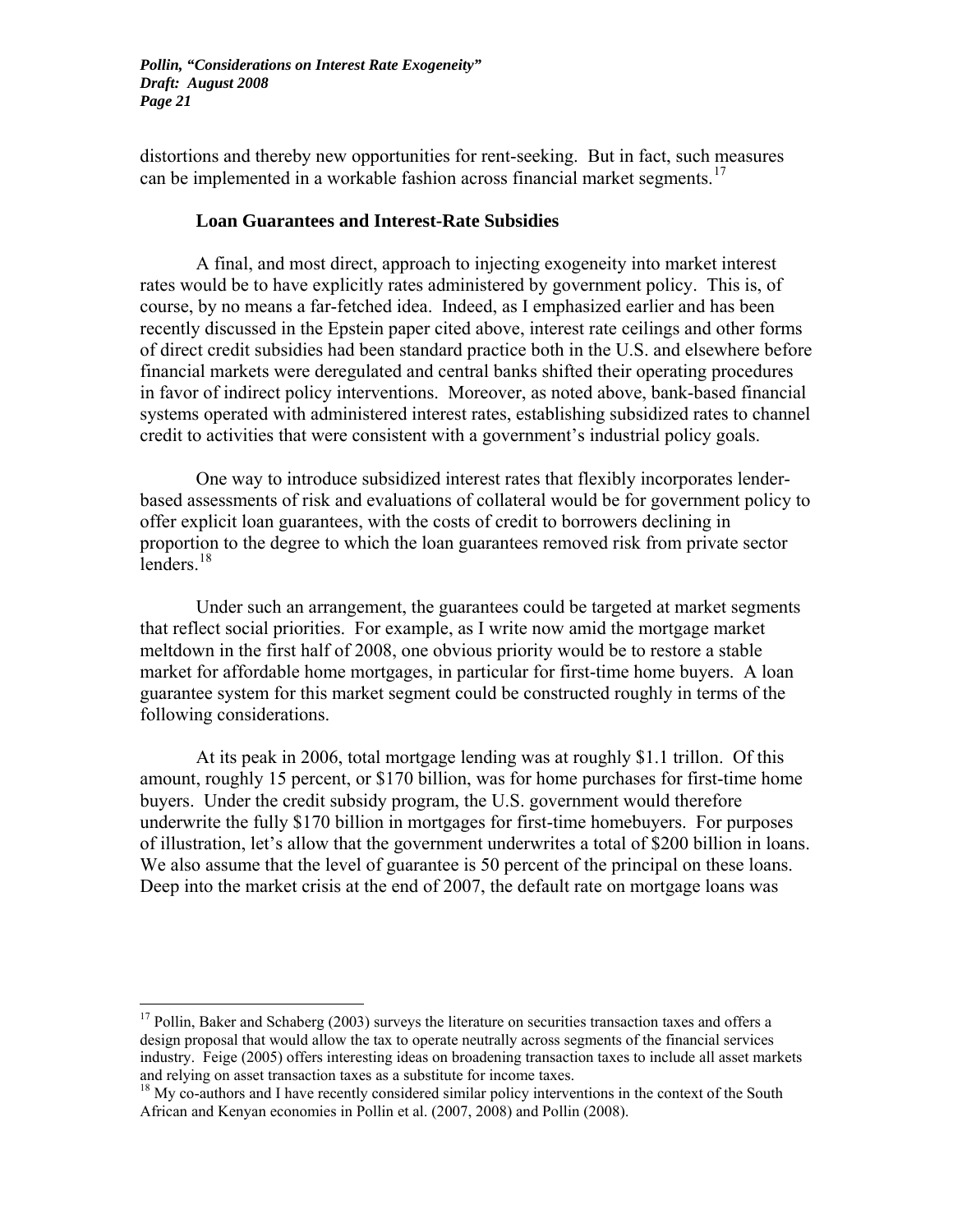distortions and thereby new opportunities for rent-seeking. But in fact, such measures can be implemented in a workable fashion across financial market segments.[17]

### Loan Guarantees and Interest-Rate Subsidies

A final, and most direct, approach to injecting exogeneity into market interest rates would be to have explicitly rates administered by government policy. This is, of course, by no means a far-fetched idea. Indeed, as I emphasized earlier and has been recently discussed in the Epstein paper cited above, interest rate ceilings and other forms of direct credit subsidies had been standard practice both in the U.S. and elsewhere before financial markets were deregulated and central banks shifted their operating procedures in favor of indirect policy interventions. Moreover, as noted above, bank-based financial systems operated with administered interest rates, establishing subsidized rates to channel credit to activities that were consistent with a government's industrial policy goals.

One way to introduce subsidized interest rates that flexibly incorporates lender-based assessments of risk and evaluations of collateral would be for government policy to offer explicit loan guarantees, with the costs of credit to borrowers declining in proportion to the degree to which the loan guarantees removed risk from private sector lenders.[18]

Under such an arrangement, the guarantees could be targeted at market segments that reflect social priorities. For example, as I write now amid the mortgage market meltdown in the first half of 2008, one obvious priority would be to restore a stable market for affordable home mortgages, in particular for first-time home buyers. A loan guarantee system for this market segment could be constructed roughly in terms of the following considerations.

At its peak in 2006, total mortgage lending was at roughly $1.1 trillon. Of this amount, roughly 15 percent, or $170 billion, was for home purchases for first-time home buyers. Under the credit subsidy program, the U.S. government would therefore underwrite the fully $170 billion in mortgages for first-time homebuyers. For purposes of illustration, let's allow that the government underwrites a total of $200 billion in loans. We also assume that the level of guarantee is 50 percent of the principal on these loans. Deep into the market crisis at the end of 2007, the default rate on mortgage loans was

---

[17] Pollin, Baker and Schaberg (2003) surveys the literature on securities transaction taxes and offers a design proposal that would allow the tax to operate neutrally across segments of the financial services industry. Feige (2005) offers interesting ideas on broadening transaction taxes to include all asset markets and relying on asset transaction taxes as a substitute for income taxes.

[18] My co-authors and I have recently considered similar policy interventions in the context of the South African and Kenyan economies in Pollin et al. (2007, 2008) and Pollin (2008).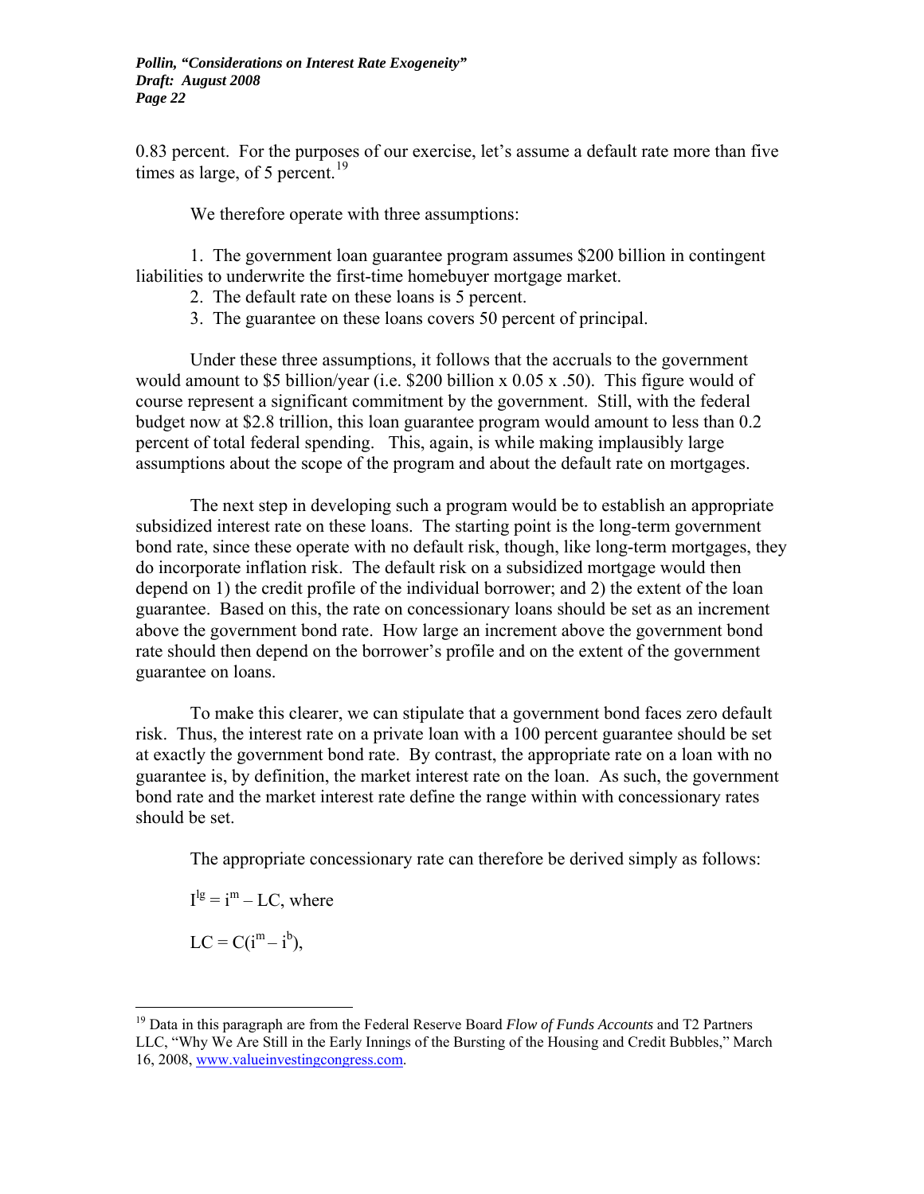0.83 percent. For the purposes of our exercise, let's assume a default rate more than five times as large, of 5 percent.[19]

We therefore operate with three assumptions:

1. The government loan guarantee program assumes $200 billion in contingent liabilities to underwrite the first-time homebuyer mortgage market.
2. The default rate on these loans is 5 percent.
3. The guarantee on these loans covers 50 percent of principal.

Under these three assumptions, it follows that the accruals to the government would amount to $5 billion/year (i.e. $200 billion x 0.05 x .50). This figure would of course represent a significant commitment by the government. Still, with the federal budget now at $2.8 trillion, this loan guarantee program would amount to less than 0.2 percent of total federal spending. This, again, is while making implausibly large assumptions about the scope of the program and about the default rate on mortgages.

The next step in developing such a program would be to establish an appropriate subsidized interest rate on these loans. The starting point is the long-term government bond rate, since these operate with no default risk, though, like long-term mortgages, they do incorporate inflation risk. The default risk on a subsidized mortgage would then depend on 1) the credit profile of the individual borrower; and 2) the extent of the loan guarantee. Based on this, the rate on concessionary loans should be set as an increment above the government bond rate. How large an increment above the government bond rate should then depend on the borrower's profile and on the extent of the government guarantee on loans.

To make this clearer, we can stipulate that a government bond faces zero default risk. Thus, the interest rate on a private loan with a 100 percent guarantee should be set at exactly the government bond rate. By contrast, the appropriate rate on a loan with no guarantee is, by definition, the market interest rate on the loan. As such, the government bond rate and the market interest rate define the range within with concessionary rates should be set.

The appropriate concessionary rate can therefore be derived simply as follows:

$I^{lg} = i^{m} - LC$, where

$LC = C(i^{m} - i^{b})$,

---

[19] Data in this paragraph are from the Federal Reserve Board *Flow of Funds Accounts* and T2 Partners LLC, "Why We Are Still in the Early Innings of the Bursting of the Housing and Credit Bubbles," March 16, 2008, www.valueinvestingcongress.com.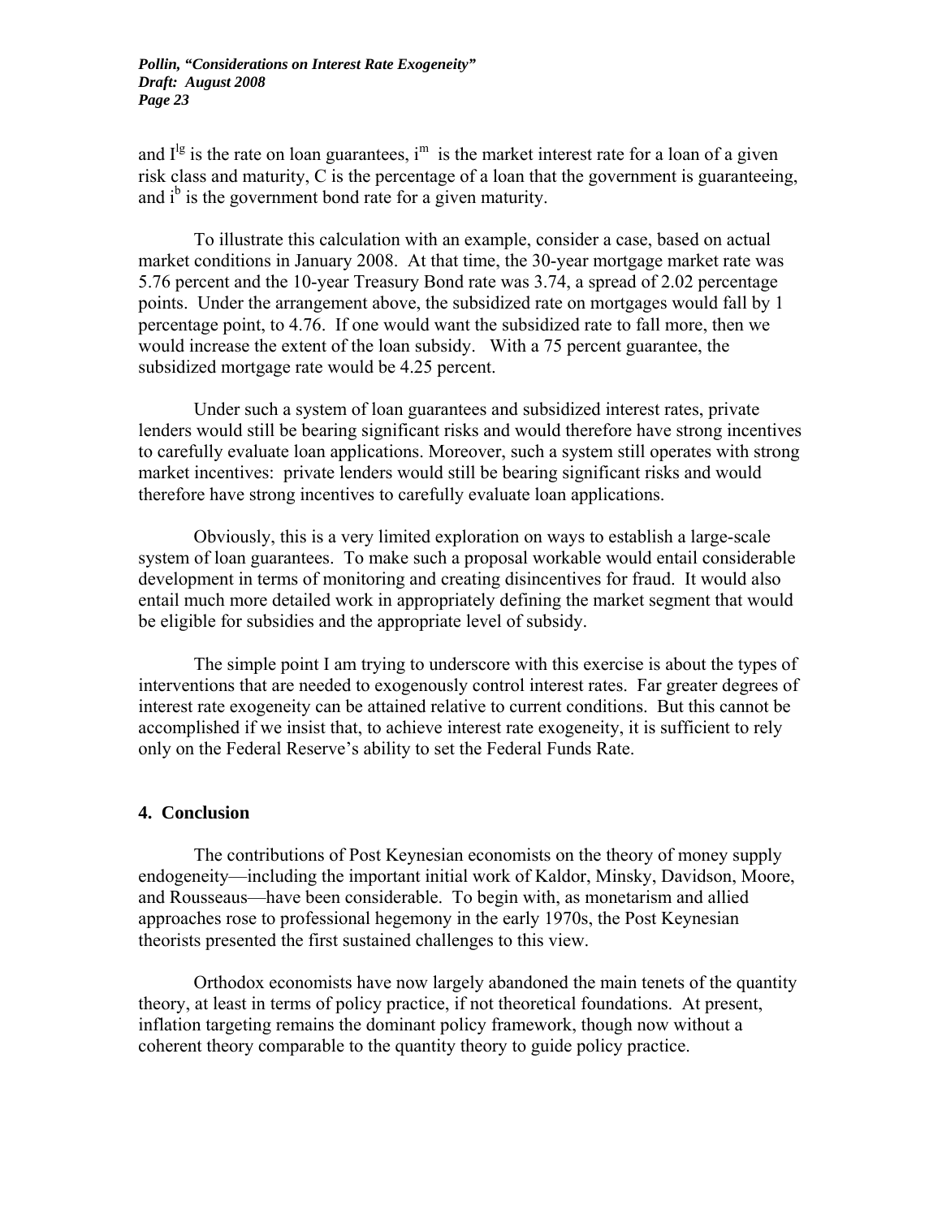and $I^{lg}$ is the rate on loan guarantees, $i^m$ is the market interest rate for a loan of a given risk class and maturity, C is the percentage of a loan that the government is guaranteeing, and $i^b$ is the government bond rate for a given maturity.

To illustrate this calculation with an example, consider a case, based on actual market conditions in January 2008. At that time, the 30-year mortgage market rate was 5.76 percent and the 10-year Treasury Bond rate was 3.74, a spread of 2.02 percentage points. Under the arrangement above, the subsidized rate on mortgages would fall by 1 percentage point, to 4.76. If one would want the subsidized rate to fall more, then we would increase the extent of the loan subsidy. With a 75 percent guarantee, the subsidized mortgage rate would be 4.25 percent.

Under such a system of loan guarantees and subsidized interest rates, private lenders would still be bearing significant risks and would therefore have strong incentives to carefully evaluate loan applications. Moreover, such a system still operates with strong market incentives: private lenders would still be bearing significant risks and would therefore have strong incentives to carefully evaluate loan applications.

Obviously, this is a very limited exploration on ways to establish a large-scale system of loan guarantees. To make such a proposal workable would entail considerable development in terms of monitoring and creating disincentives for fraud. It would also entail much more detailed work in appropriately defining the market segment that would be eligible for subsidies and the appropriate level of subsidy.

The simple point I am trying to underscore with this exercise is about the types of interventions that are needed to exogenously control interest rates. Far greater degrees of interest rate exogeneity can be attained relative to current conditions. But this cannot be accomplished if we insist that, to achieve interest rate exogeneity, it is sufficient to rely only on the Federal Reserve's ability to set the Federal Funds Rate.

## 4. Conclusion

The contributions of Post Keynesian economists on the theory of money supply endogeneity—including the important initial work of Kaldor, Minsky, Davidson, Moore, and Rousseaus—have been considerable. To begin with, as monetarism and allied approaches rose to professional hegemony in the early 1970s, the Post Keynesian theorists presented the first sustained challenges to this view.

Orthodox economists have now largely abandoned the main tenets of the quantity theory, at least in terms of policy practice, if not theoretical foundations. At present, inflation targeting remains the dominant policy framework, though now without a coherent theory comparable to the quantity theory to guide policy practice.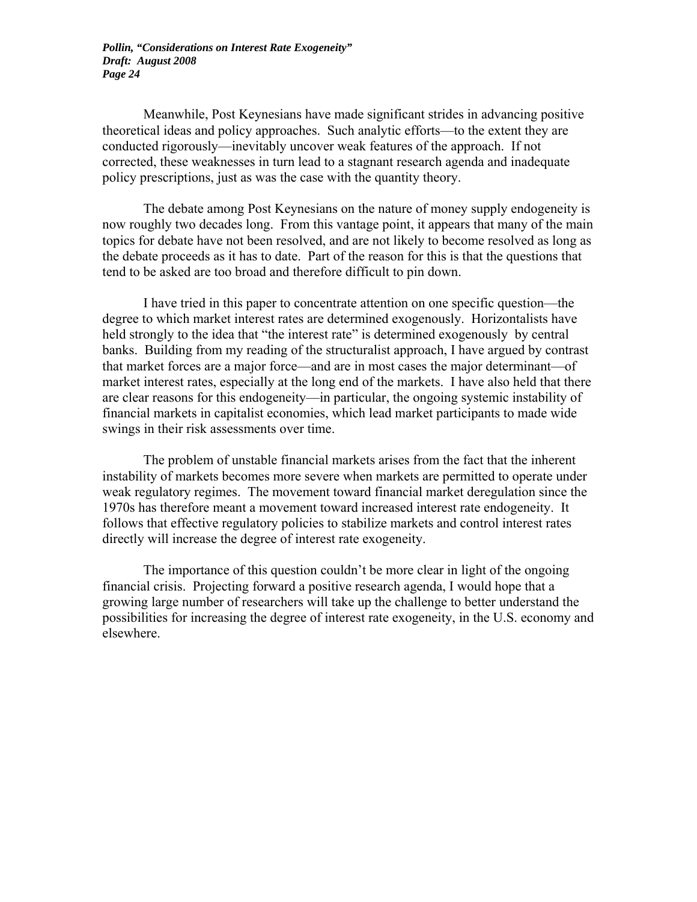Meanwhile, Post Keynesians have made significant strides in advancing positive theoretical ideas and policy approaches. Such analytic efforts—to the extent they are conducted rigorously—inevitably uncover weak features of the approach. If not corrected, these weaknesses in turn lead to a stagnant research agenda and inadequate policy prescriptions, just as was the case with the quantity theory.

The debate among Post Keynesians on the nature of money supply endogeneity is now roughly two decades long. From this vantage point, it appears that many of the main topics for debate have not been resolved, and are not likely to become resolved as long as the debate proceeds as it has to date. Part of the reason for this is that the questions that tend to be asked are too broad and therefore difficult to pin down.

I have tried in this paper to concentrate attention on one specific question—the degree to which market interest rates are determined exogenously. Horizontalists have held strongly to the idea that "the interest rate" is determined exogenously by central banks. Building from my reading of the structuralist approach, I have argued by contrast that market forces are a major force—and are in most cases the major determinant—of market interest rates, especially at the long end of the markets. I have also held that there are clear reasons for this endogeneity—in particular, the ongoing systemic instability of financial markets in capitalist economies, which lead market participants to made wide swings in their risk assessments over time.

The problem of unstable financial markets arises from the fact that the inherent instability of markets becomes more severe when markets are permitted to operate under weak regulatory regimes. The movement toward financial market deregulation since the 1970s has therefore meant a movement toward increased interest rate endogeneity. It follows that effective regulatory policies to stabilize markets and control interest rates directly will increase the degree of interest rate exogeneity.

The importance of this question couldn't be more clear in light of the ongoing financial crisis. Projecting forward a positive research agenda, I would hope that a growing large number of researchers will take up the challenge to better understand the possibilities for increasing the degree of interest rate exogeneity, in the U.S. economy and elsewhere.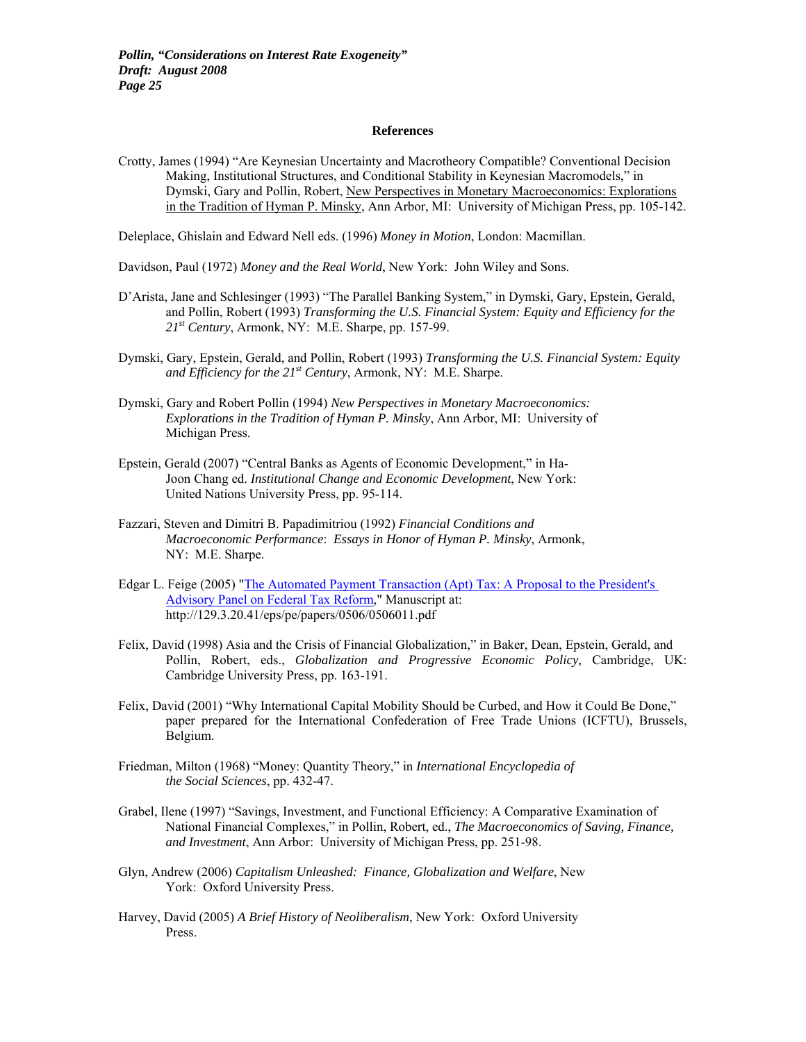**References**

Crotty, James (1994) "Are Keynesian Uncertainty and Macrotheory Compatible? Conventional Decision Making, Institutional Structures, and Conditional Stability in Keynesian Macromodels," in Dymski, Gary and Pollin, Robert, New Perspectives in Monetary Macroeconomics: Explorations in the Tradition of Hyman P. Minsky, Ann Arbor, MI: University of Michigan Press, pp. 105-142.

Deleplace, Ghislain and Edward Nell eds. (1996) *Money in Motion*, London: Macmillan.

Davidson, Paul (1972) *Money and the Real World*, New York: John Wiley and Sons.

D'Arista, Jane and Schlesinger (1993) "The Parallel Banking System," in Dymski, Gary, Epstein, Gerald, and Pollin, Robert (1993) *Transforming the U.S. Financial System: Equity and Efficiency for the 21st Century*, Armonk, NY: M.E. Sharpe, pp. 157-99.

Dymski, Gary, Epstein, Gerald, and Pollin, Robert (1993) *Transforming the U.S. Financial System: Equity and Efficiency for the 21st Century*, Armonk, NY: M.E. Sharpe.

Dymski, Gary and Robert Pollin (1994) *New Perspectives in Monetary Macroeconomics: Explorations in the Tradition of Hyman P. Minsky*, Ann Arbor, MI: University of Michigan Press.

Epstein, Gerald (2007) "Central Banks as Agents of Economic Development," in Ha-Joon Chang ed. *Institutional Change and Economic Development*, New York: United Nations University Press, pp. 95-114.

Fazzari, Steven and Dimitri B. Papadimitriou (1992) *Financial Conditions and Macroeconomic Performance*: *Essays in Honor of Hyman P. Minsky*, Armonk, NY: M.E. Sharpe.

Edgar L. Feige (2005) "The Automated Payment Transaction (Apt) Tax: A Proposal to the President's Advisory Panel on Federal Tax Reform," Manuscript at: http://129.3.20.41/eps/pe/papers/0506/0506011.pdf

Felix, David (1998) Asia and the Crisis of Financial Globalization," in Baker, Dean, Epstein, Gerald, and Pollin, Robert, eds., *Globalization and Progressive Economic Policy,* Cambridge, UK: Cambridge University Press, pp. 163-191.

Felix, David (2001) "Why International Capital Mobility Should be Curbed, and How it Could Be Done," paper prepared for the International Confederation of Free Trade Unions (ICFTU), Brussels, Belgium.

Friedman, Milton (1968) "Money: Quantity Theory," in *International Encyclopedia of the Social Sciences*, pp. 432-47.

Grabel, Ilene (1997) "Savings, Investment, and Functional Efficiency: A Comparative Examination of National Financial Complexes," in Pollin, Robert, ed., *The Macroeconomics of Saving, Finance, and Investment*, Ann Arbor: University of Michigan Press, pp. 251-98.

Glyn, Andrew (2006) *Capitalism Unleashed: Finance, Globalization and Welfare*, New York: Oxford University Press.

Harvey, David (2005) *A Brief History of Neoliberalism*, New York: Oxford University Press.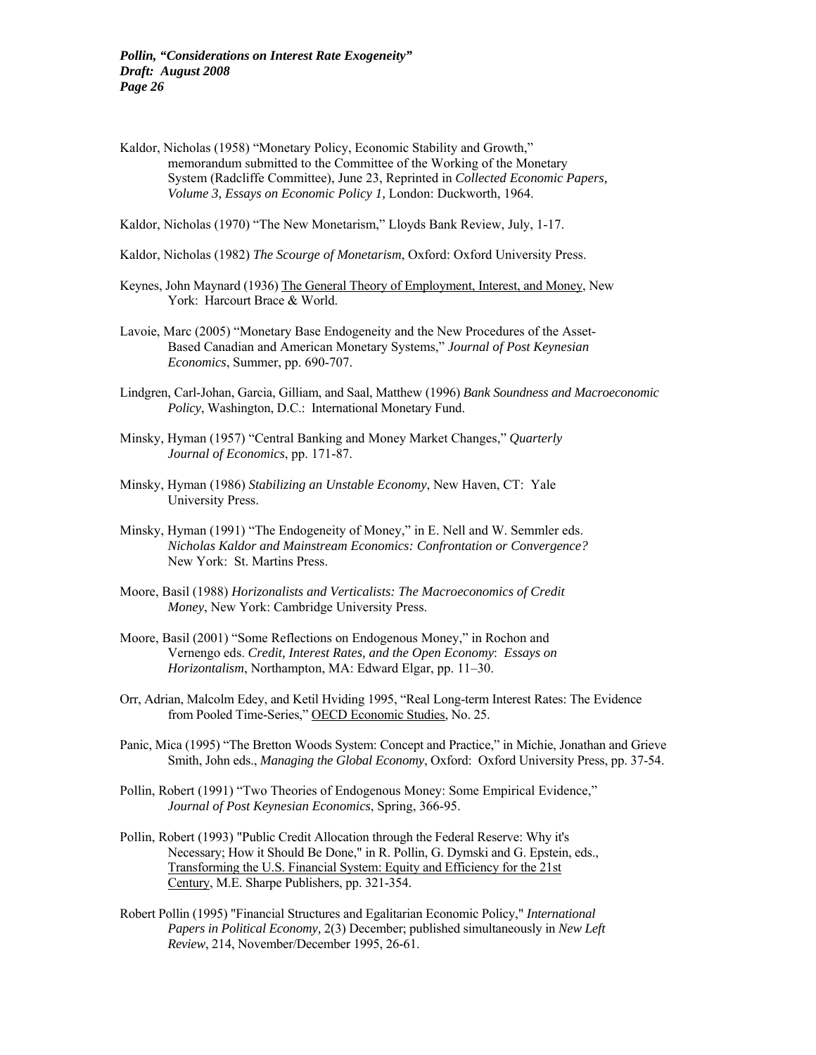Kaldor, Nicholas (1958) "Monetary Policy, Economic Stability and Growth," memorandum submitted to the Committee of the Working of the Monetary System (Radcliffe Committee), June 23, Reprinted in *Collected Economic Papers, Volume 3, Essays on Economic Policy 1,* London: Duckworth, 1964.

Kaldor, Nicholas (1970) "The New Monetarism," Lloyds Bank Review, July, 1-17.

Kaldor, Nicholas (1982) *The Scourge of Monetarism*, Oxford: Oxford University Press.

Keynes, John Maynard (1936) The General Theory of Employment, Interest, and Money, New York: Harcourt Brace & World.

Lavoie, Marc (2005) "Monetary Base Endogeneity and the New Procedures of the Asset-Based Canadian and American Monetary Systems," *Journal of Post Keynesian Economics*, Summer, pp. 690-707.

Lindgren, Carl-Johan, Garcia, Gilliam, and Saal, Matthew (1996) *Bank Soundness and Macroeconomic Policy*, Washington, D.C.: International Monetary Fund.

Minsky, Hyman (1957) "Central Banking and Money Market Changes," *Quarterly Journal of Economics*, pp. 171-87.

Minsky, Hyman (1986) *Stabilizing an Unstable Economy*, New Haven, CT: Yale University Press.

Minsky, Hyman (1991) "The Endogeneity of Money," in E. Nell and W. Semmler eds. *Nicholas Kaldor and Mainstream Economics: Confrontation or Convergence?* New York: St. Martins Press.

Moore, Basil (1988) *Horizonalists and Verticalists: The Macroeconomics of Credit Money*, New York: Cambridge University Press.

Moore, Basil (2001) "Some Reflections on Endogenous Money," in Rochon and Vernengo eds. *Credit, Interest Rates, and the Open Economy*: *Essays on Horizontalism*, Northampton, MA: Edward Elgar, pp. 11–30.

Orr, Adrian, Malcolm Edey, and Ketil Hviding 1995, "Real Long-term Interest Rates: The Evidence from Pooled Time-Series," OECD Economic Studies, No. 25.

Panic, Mica (1995) "The Bretton Woods System: Concept and Practice," in Michie, Jonathan and Grieve Smith, John eds., *Managing the Global Economy*, Oxford: Oxford University Press, pp. 37-54.

Pollin, Robert (1991) "Two Theories of Endogenous Money: Some Empirical Evidence," *Journal of Post Keynesian Economics*, Spring, 366-95.

Pollin, Robert (1993) "Public Credit Allocation through the Federal Reserve: Why it's Necessary; How it Should Be Done," in R. Pollin, G. Dymski and G. Epstein, eds., Transforming the U.S. Financial System: Equity and Efficiency for the 21st Century, M.E. Sharpe Publishers, pp. 321-354.

Robert Pollin (1995) "Financial Structures and Egalitarian Economic Policy," *International Papers in Political Economy,* 2(3) December; published simultaneously in *New Left Review*, 214, November/December 1995, 26-61.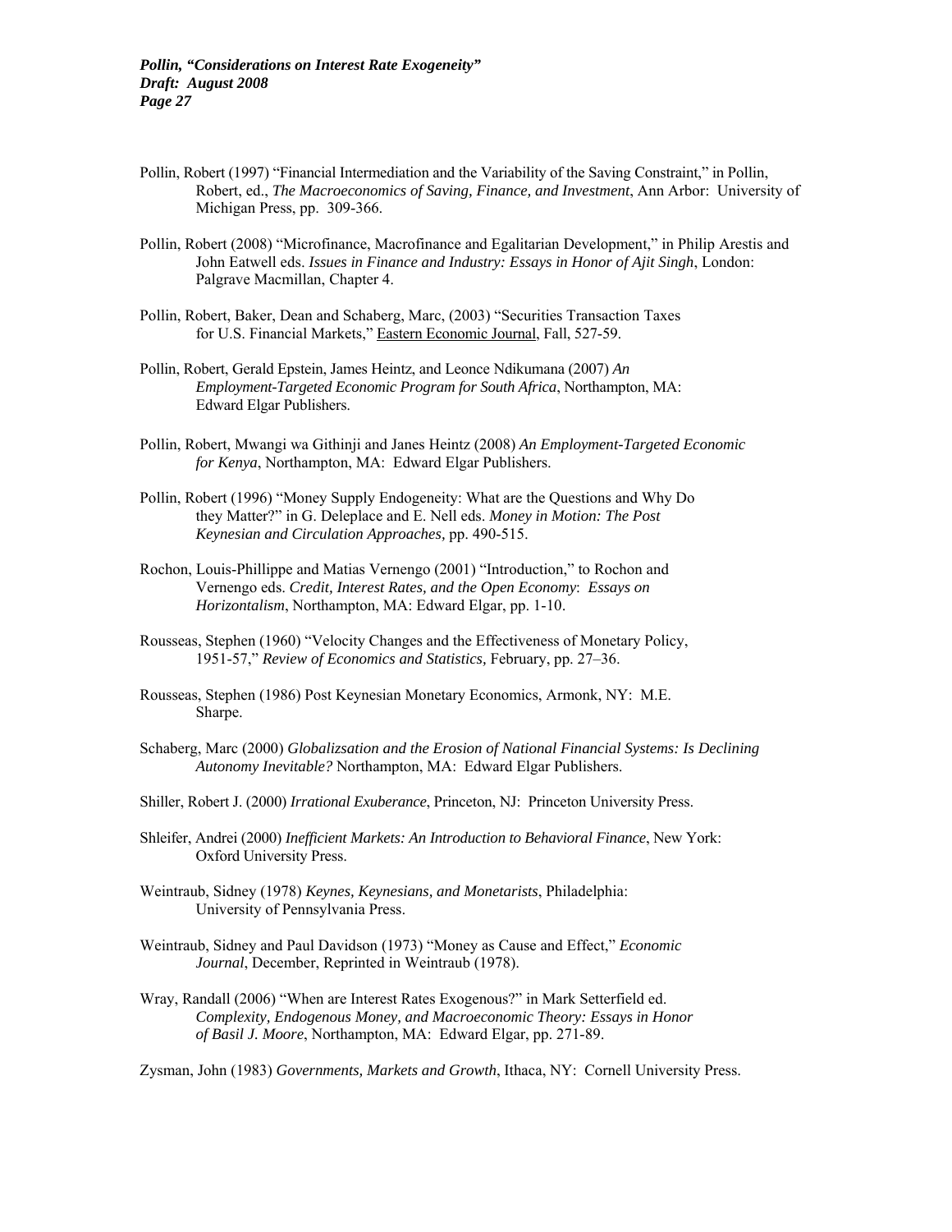Pollin, Robert (1997) "Financial Intermediation and the Variability of the Saving Constraint," in Pollin, Robert, ed., *The Macroeconomics of Saving, Finance, and Investment*, Ann Arbor: University of Michigan Press, pp. 309-366.

Pollin, Robert (2008) "Microfinance, Macrofinance and Egalitarian Development," in Philip Arestis and John Eatwell eds. *Issues in Finance and Industry: Essays in Honor of Ajit Singh*, London: Palgrave Macmillan, Chapter 4.

Pollin, Robert, Baker, Dean and Schaberg, Marc, (2003) "Securities Transaction Taxes for U.S. Financial Markets," Eastern Economic Journal, Fall, 527-59.

Pollin, Robert, Gerald Epstein, James Heintz, and Leonce Ndikumana (2007) *An Employment-Targeted Economic Program for South Africa*, Northampton, MA: Edward Elgar Publishers.

Pollin, Robert, Mwangi wa Githinji and Janes Heintz (2008) *An Employment-Targeted Economic for Kenya*, Northampton, MA: Edward Elgar Publishers.

Pollin, Robert (1996) "Money Supply Endogeneity: What are the Questions and Why Do they Matter?" in G. Deleplace and E. Nell eds. *Money in Motion: The Post Keynesian and Circulation Approaches*, pp. 490-515.

Rochon, Louis-Phillippe and Matias Vernengo (2001) "Introduction," to Rochon and Vernengo eds. *Credit, Interest Rates, and the Open Economy*: *Essays on Horizontalism*, Northampton, MA: Edward Elgar, pp. 1-10.

Rousseas, Stephen (1960) "Velocity Changes and the Effectiveness of Monetary Policy, 1951-57," *Review of Economics and Statistics,* February, pp. 27–36.

Rousseas, Stephen (1986) Post Keynesian Monetary Economics, Armonk, NY: M.E. Sharpe.

Schaberg, Marc (2000) *Globalizsation and the Erosion of National Financial Systems: Is Declining Autonomy Inevitable?* Northampton, MA: Edward Elgar Publishers.

Shiller, Robert J. (2000) *Irrational Exuberance*, Princeton, NJ: Princeton University Press.

Shleifer, Andrei (2000) *Inefficient Markets: An Introduction to Behavioral Finance*, New York: Oxford University Press.

Weintraub, Sidney (1978) *Keynes, Keynesians, and Monetarists*, Philadelphia: University of Pennsylvania Press.

Weintraub, Sidney and Paul Davidson (1973) "Money as Cause and Effect," *Economic Journal*, December, Reprinted in Weintraub (1978).

Wray, Randall (2006) "When are Interest Rates Exogenous?" in Mark Setterfield ed. *Complexity, Endogenous Money, and Macroeconomic Theory: Essays in Honor of Basil J. Moore*, Northampton, MA: Edward Elgar, pp. 271-89.

Zysman, John (1983) *Governments, Markets and Growth*, Ithaca, NY: Cornell University Press.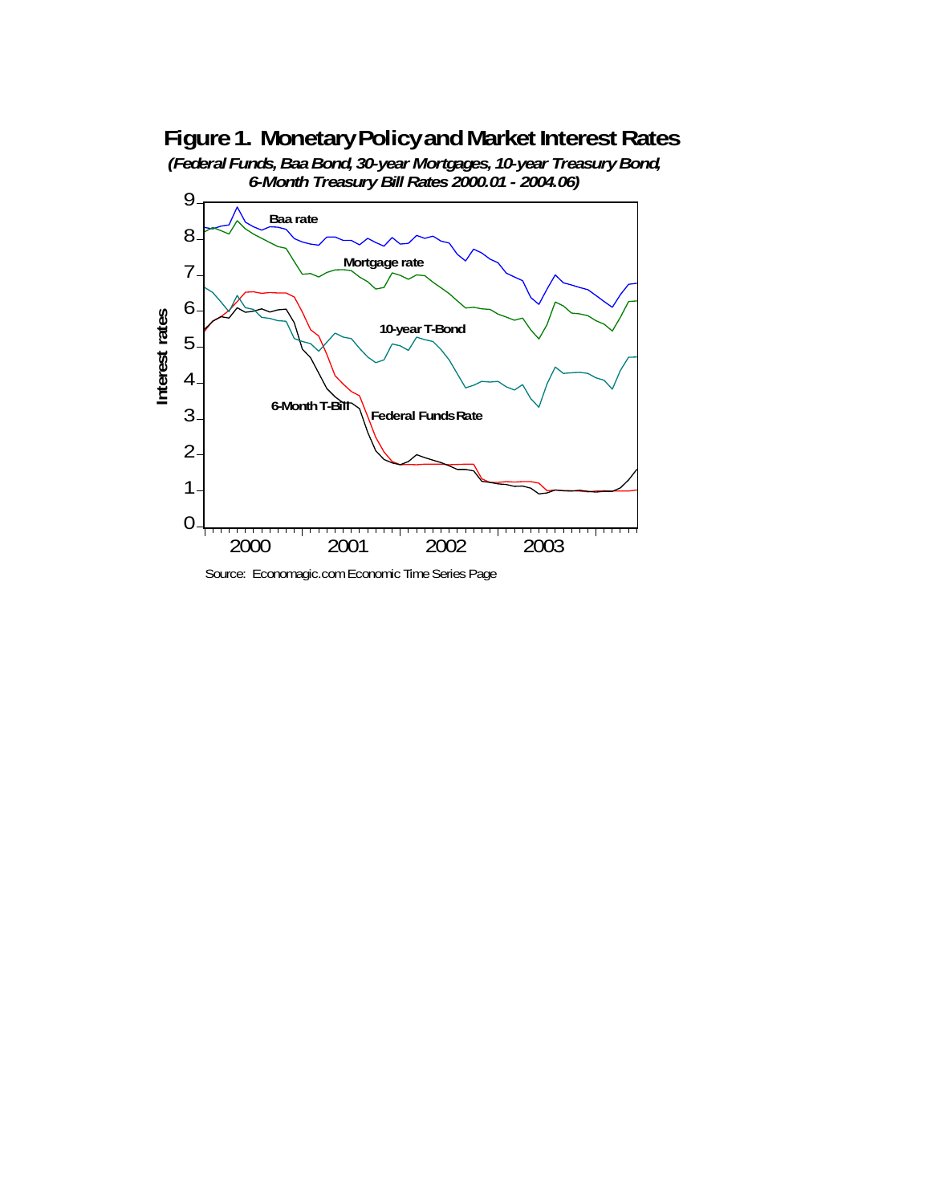# Figure 1. Monetary Policy and Market Interest Rates

*(Federal Funds, Baa Bond, 30-year Mortgages, 10-year Treasury Bond, 6-Month Treasury Bill Rates 2000.01 - 2004.06)*

Source: Economagic.com Economic Time Series Page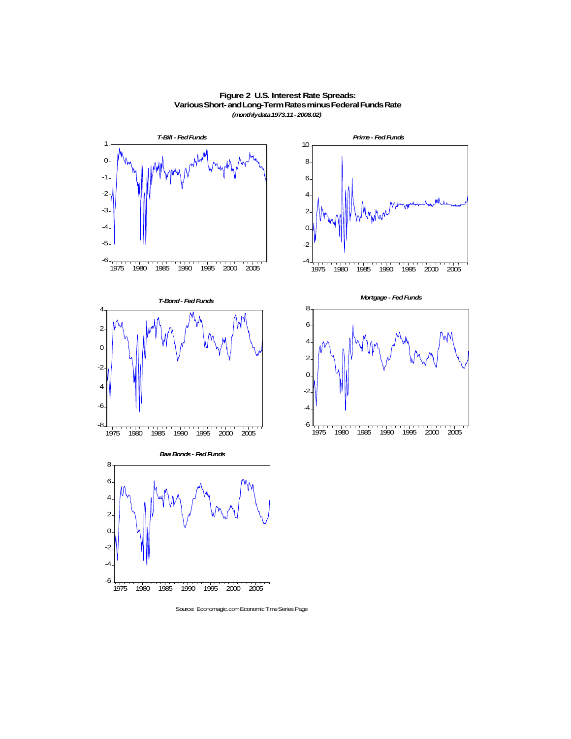**Figure 2 U.S. Interest Rate Spreads: Various Short- and Long-Term Rates minus Federal Funds Rate**

***(monthly data 1973.11 - 2008.02)***

*T-Bill - Fed Funds*

*Prime - Fed Funds*

*T-Bond - Fed Funds*

*Mortgage - Fed Funds*

*Baa Bonds - Fed Funds*

Source: Economagic.com Economic Time Series Page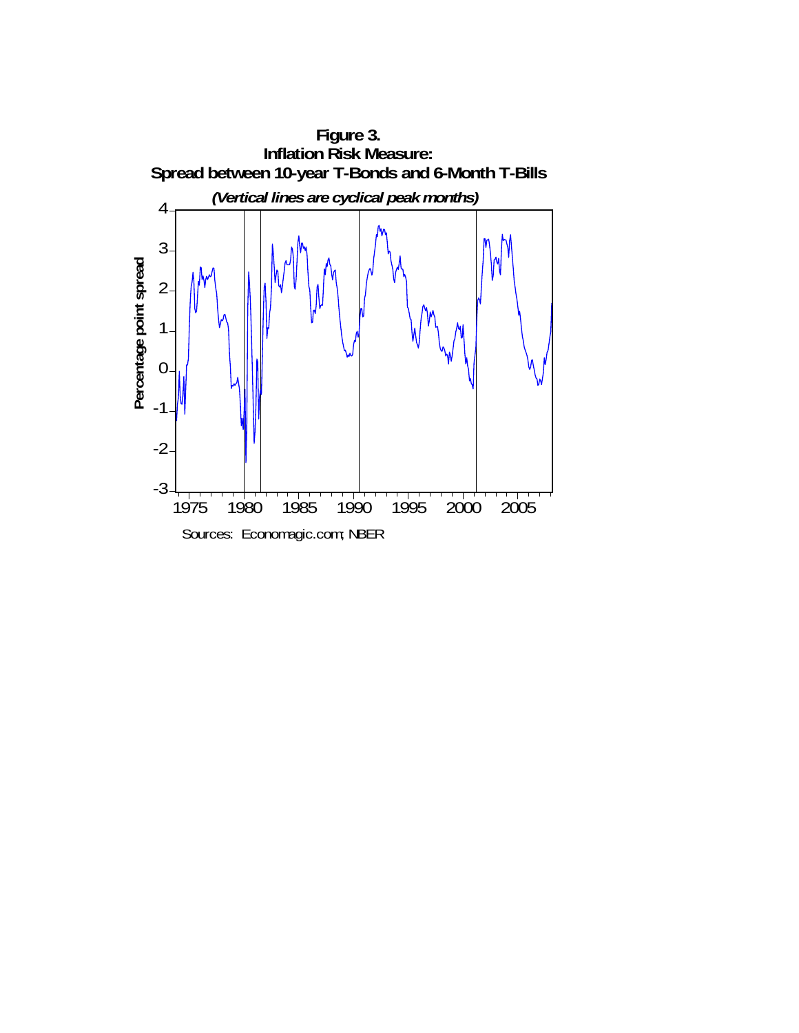**Figure 3.**
**Inflation Risk Measure:**
**Spread between 10-year T-Bonds and 6-Month T-Bills**

*(Vertical lines are cyclical peak months)*

Sources: Economagic.com; NBER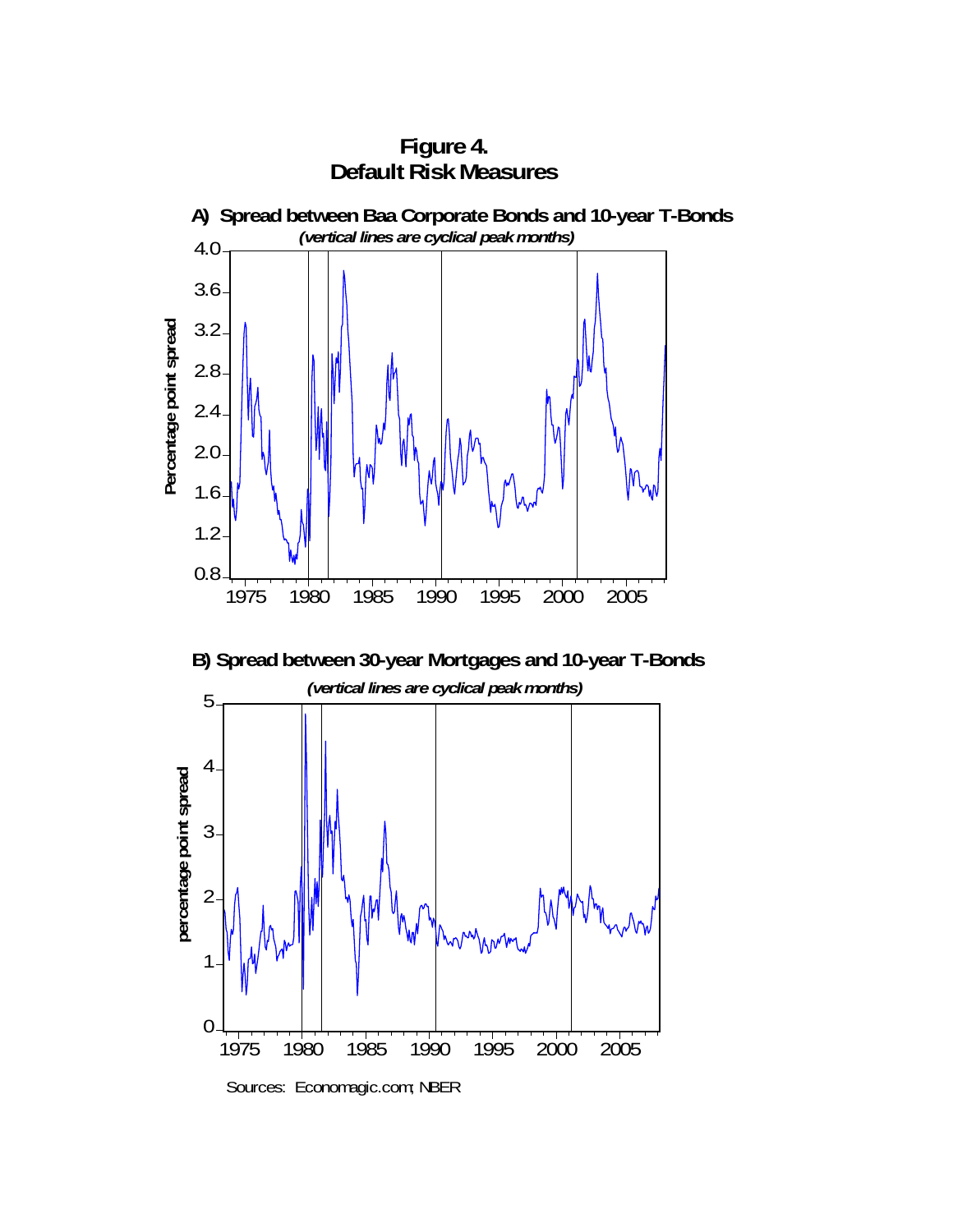# Figure 4.
## Default Risk Measures

### A) Spread between Baa Corporate Bonds and 10-year T-Bonds

*(vertical lines are cyclical peak months)*

### B) Spread between 30-year Mortgages and 10-year T-Bonds

*(vertical lines are cyclical peak months)*

Sources: Economagic.com; NBER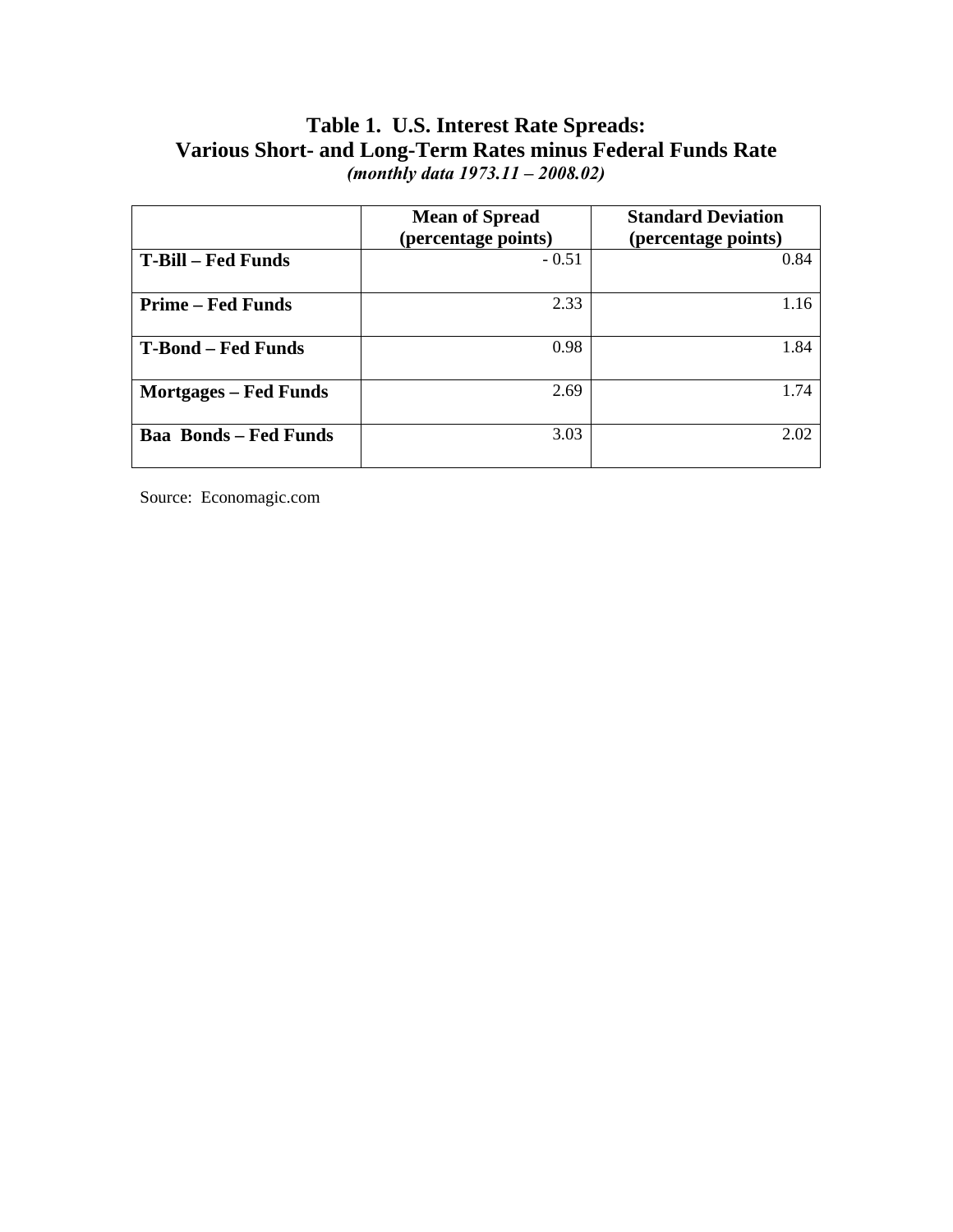# Table 1. U.S. Interest Rate Spreads:
# Various Short- and Long-Term Rates minus Federal Funds Rate

***(monthly data 1973.11 – 2008.02)***

| | **Mean of Spread (percentage points)** | **Standard Deviation (percentage points)** |
|---|---|---|
| **T-Bill – Fed Funds** | - 0.51 | 0.84 |
| **Prime – Fed Funds** | 2.33 | 1.16 |
| **T-Bond – Fed Funds** | 0.98 | 1.84 |
| **Mortgages – Fed Funds** | 2.69 | 1.74 |
| **Baa Bonds – Fed Funds** | 3.03 | 2.02 |

Source: Economagic.com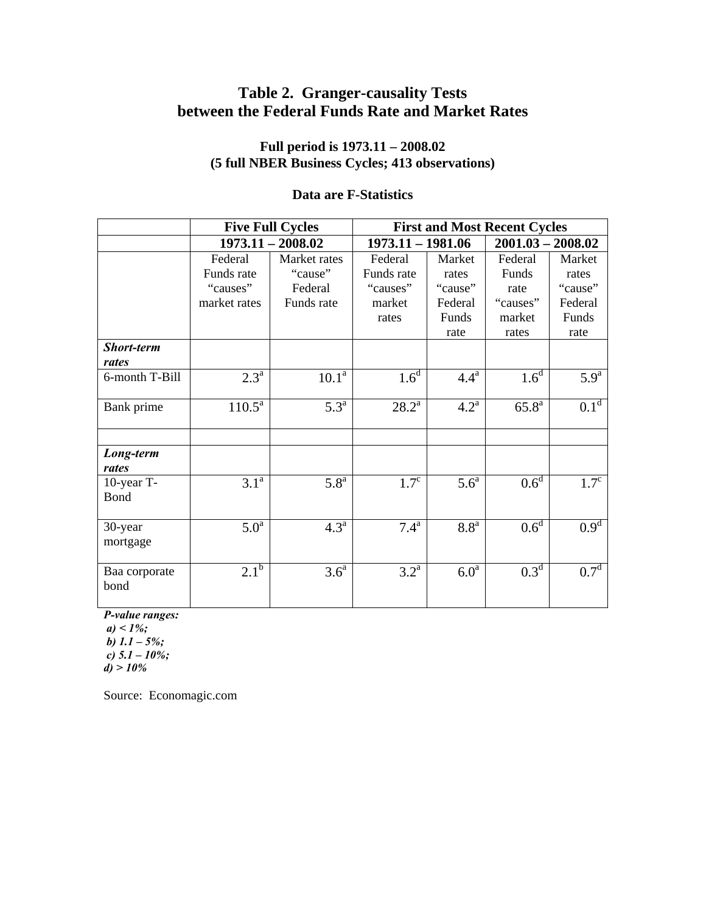## Table 2. Granger-causality Tests between the Federal Funds Rate and Market Rates

**Full period is 1973.11 – 2008.02**
**(5 full NBER Business Cycles; 413 observations)**

**Data are F-Statistics**

| | Five Full Cycles | | First and Most Recent Cycles | | | |
|---|---|---|---|---|---|---|
| | 1973.11 – 2008.02 | | 1973.11 – 1981.06 | | 2001.03 – 2008.02 | |
| | Federal Funds rate "causes" market rates | Market rates "cause" Federal Funds rate | Federal Funds rate "causes" market rates | Market rates "cause" Federal Funds rate | Federal Funds rate "causes" market rates | Market rates "cause" Federal Funds rate |
| ***Short-term rates*** | | | | | | |
| 6-month T-Bill | 2.3[a] | 10.1[a] | 1.6[d] | 4.4[a] | 1.6[d] | 5.9[a] |
| Bank prime | 110.5[a] | 5.3[a] | 28.2[a] | 4.2[a] | 65.8[a] | 0.1[d] |
| | | | | | | |
| ***Long-term rates*** | | | | | | |
| 10-year T-Bond | 3.1[a] | 5.8[a] | 1.7[c] | 5.6[a] | 0.6[d] | 1.7[c] |
| 30-year mortgage | 5.0[a] | 4.3[a] | 7.4[a] | 8.8[a] | 0.6[d] | 0.9[d] |
| Baa corporate bond | 2.1[b] | 3.6[a] | 3.2[a] | 6.0[a] | 0.3[d] | 0.7[d] |

***P-value ranges:***
***a) < 1%;***
***b) 1.1 – 5%;***
***c) 5.1 – 10%;***
***d) > 10%***

Source: Economagic.com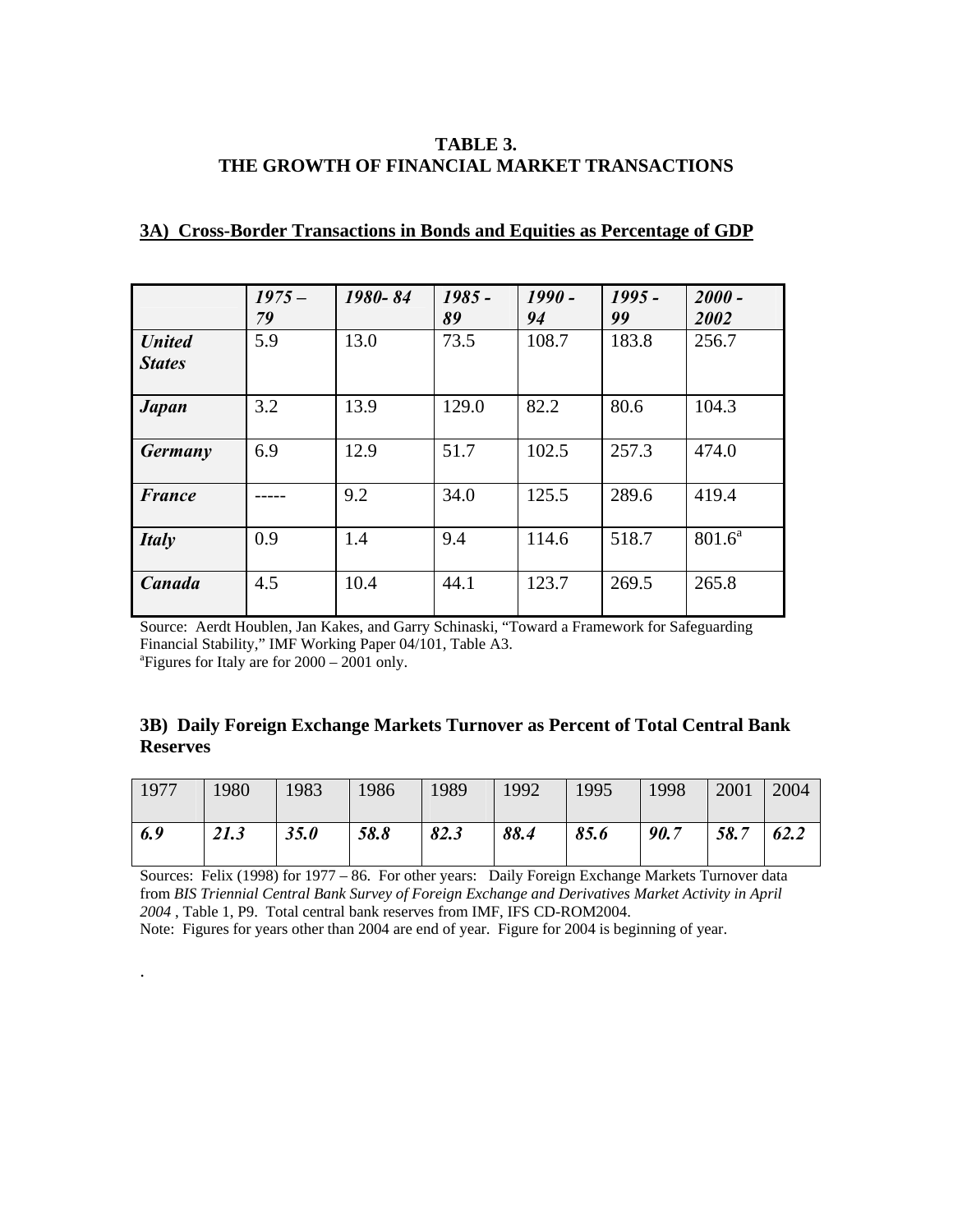# TABLE 3.
# THE GROWTH OF FINANCIAL MARKET TRANSACTIONS

## 3A) Cross-Border Transactions in Bonds and Equities as Percentage of GDP

| | *1975 – 79* | *1980- 84* | *1985 - 89* | *1990 - 94* | *1995 - 99* | *2000 - 2002* |
|---|---|---|---|---|---|---|
| ***United States*** | 5.9 | 13.0 | 73.5 | 108.7 | 183.8 | 256.7 |
| ***Japan*** | 3.2 | 13.9 | 129.0 | 82.2 | 80.6 | 104.3 |
| ***Germany*** | 6.9 | 12.9 | 51.7 | 102.5 | 257.3 | 474.0 |
| ***France*** | ----- | 9.2 | 34.0 | 125.5 | 289.6 | 419.4 |
| ***Italy*** | 0.9 | 1.4 | 9.4 | 114.6 | 518.7 | 801.6[a] |
| ***Canada*** | 4.5 | 10.4 | 44.1 | 123.7 | 269.5 | 265.8 |

Source: Aerdt Houblen, Jan Kakes, and Garry Schinaski, "Toward a Framework for Safeguarding Financial Stability," IMF Working Paper 04/101, Table A3.
[a]Figures for Italy are for 2000 – 2001 only.

## 3B) Daily Foreign Exchange Markets Turnover as Percent of Total Central Bank Reserves

| 1977 | 1980 | 1983 | 1986 | 1989 | 1992 | 1995 | 1998 | 2001 | 2004 |
|---|---|---|---|---|---|---|---|---|---|
| ***6.9*** | ***21.3*** | ***35.0*** | ***58.8*** | ***82.3*** | ***88.4*** | ***85.6*** | ***90.7*** | ***58.7*** | ***62.2*** |

Sources: Felix (1998) for 1977 – 86. For other years: Daily Foreign Exchange Markets Turnover data from *BIS Triennial Central Bank Survey of Foreign Exchange and Derivatives Market Activity in April 2004* , Table 1, P9. Total central bank reserves from IMF, IFS CD-ROM2004.
Note: Figures for years other than 2004 are end of year. Figure for 2004 is beginning of year.

.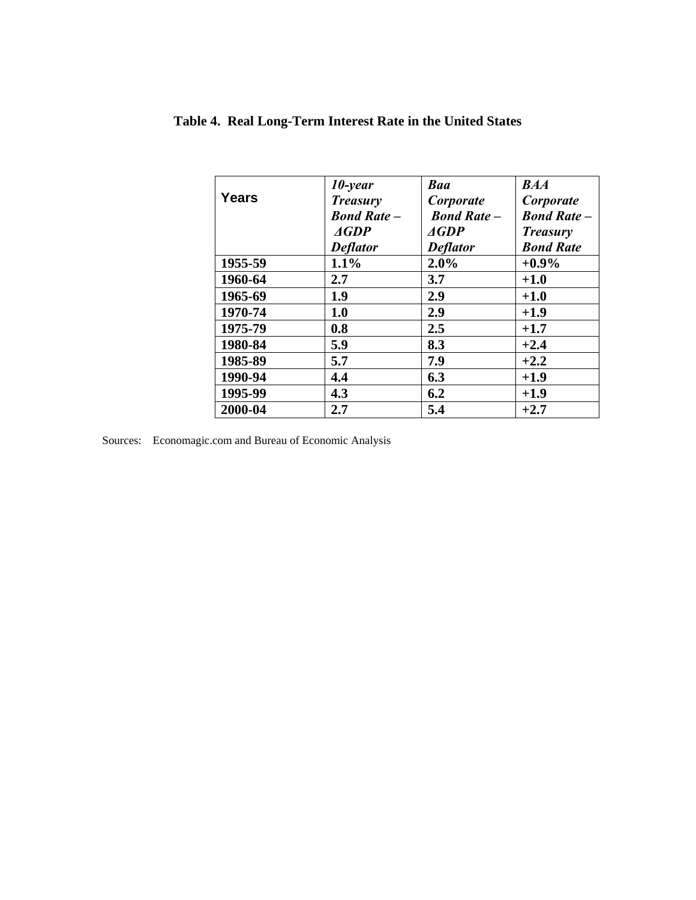**Table 4. Real Long-Term Interest Rate in the United States**

| Years | *10-year Treasury Bond Rate – ΔGDP Deflator* | *Baa Corporate Bond Rate – ΔGDP Deflator* | *BAA Corporate Bond Rate – Treasury Bond Rate* |
|---|---|---|---|
| **1955-59** | **1.1%** | **2.0%** | **+0.9%** |
| **1960-64** | **2.7** | **3.7** | **+1.0** |
| **1965-69** | **1.9** | **2.9** | **+1.0** |
| **1970-74** | **1.0** | **2.9** | **+1.9** |
| **1975-79** | **0.8** | **2.5** | **+1.7** |
| **1980-84** | **5.9** | **8.3** | **+2.4** |
| **1985-89** | **5.7** | **7.9** | **+2.2** |
| **1990-94** | **4.4** | **6.3** | **+1.9** |
| **1995-99** | **4.3** | **6.2** | **+1.9** |
| **2000-04** | **2.7** | **5.4** | **+2.7** |

Sources: Economagic.com and Bureau of Economic Analysis